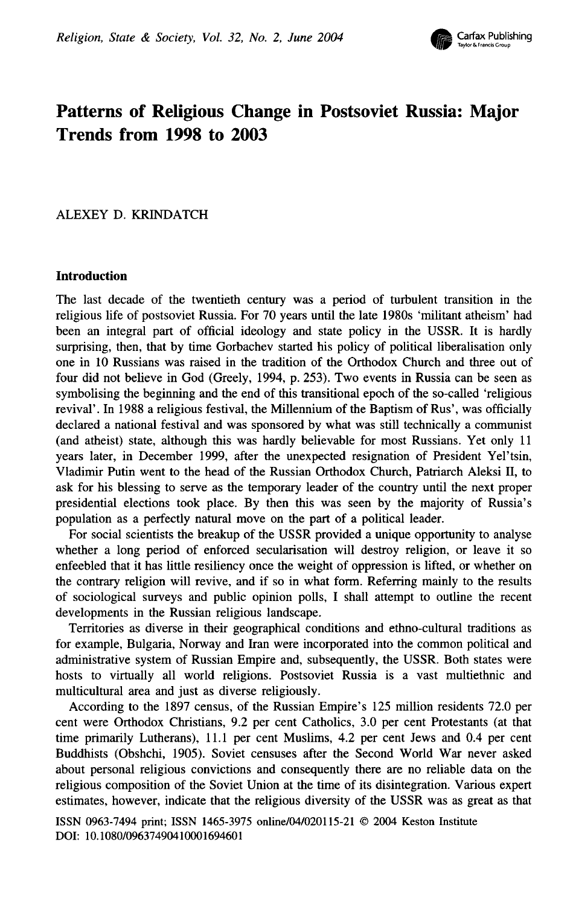# Patterns of Religious Change in Postsoviet Russia: Major Trends from 1998 to 2003

ALEXEY D. KRINDATCH

## Introduction

The last decade of the twentieth century was a period of turbulent transition in the religious life of postsoviet Russia. For 70 years until the late 1980s 'militant atheism' had been an integral part of official ideology and state policy in the USSR. It is hardly surprising, then, that by time Gorbachev started his policy of political liberalisation only one in 10 Russians was raised in the tradition of the Orthodox Church and three out of four did not believe in God (Greely, 1994, p. 253). Two events in Russia can be seen as symbolising the beginning and the end of this transitional epoch of the so-called 'religious revival'. In 1988 a religious festival, the Millennium of the Baptism of Rus', was officially declared a national festival and was sponsored by what was still technically a communist (and atheist) state, although this was hardly believable for most Russians. Yet only 11 years later, in December 1999, after the unexpected resignation of President Yel'tsin, Vladimir Putin went to the head of the Russian Orthodox Church, Patriarch Aleksi II, to ask for his blessing to serve as the temporary leader of the country until the next proper presidential elections took place. By then this was seen by the majority of Russia's population as a perfectly natural move on the part of a political leader.

For social scientists the breakup of the USSR provided a unique opportunity to analyse whether a long period of enforced secularisation will destroy religion, or leave it so enfeebled that it has little resiliency once the weight of oppression is lifted, or whether on the contrary religion will revive, and if so in what form. Referring mainly to the results of sociological surveys and public opinion polls, I shall attempt to outline the recent developments in the Russian religious landscape.

Territories as diverse in their geographical conditions and ethno-cultural traditions as for example, Bulgaria, Norway and Iran were incorporated into the common political and administrative system of Russian Empire and, subsequently, the USSR. Both states were hosts to virtually all world religions. Postsoviet Russia is a vast multiethnic and multicultural area and just as diverse religiously.

According to the 1897 census, of the Russian Empire's 125 million residents 72.0 per cent were Orthodox Christians, 9.2 per cent Catholics, 3.0 per cent Protestants (at that time primarily Lutherans), 11.1 per cent Muslims, 4.2 per cent Jews and 0.4 per cent Buddhists (Obshchi, 1905). Soviet censuses after the Second World War never asked about personal religious convictions and consequently there are no reliable data on the religious composition of the Soviet Union at the time of its disintegration. Various expert estimates, however, indicate that the religious diversity of the USSR was as great as that

ISSN 0963-7494 print; ISSN 1465-3975 online/04/020115-21 © 2004 Keston Institute
DOI: 10.1080/0963749041000169460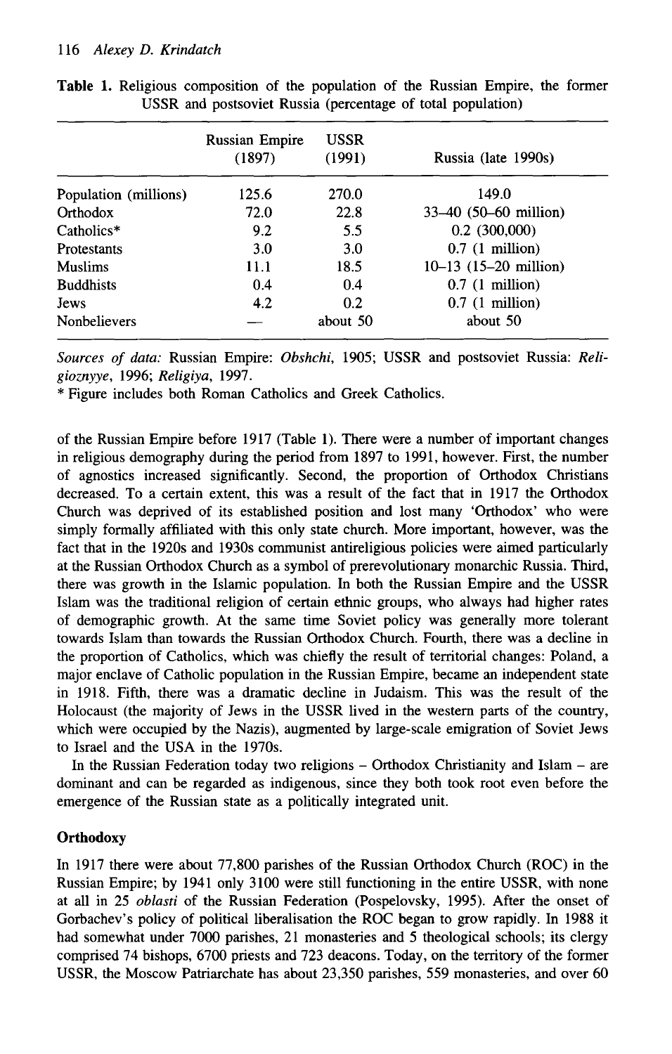**Table 1.** Religious composition of the population of the Russian Empire, the former USSR and postsoviet Russia (percentage of total population)

| | Russian Empire (1897) | USSR (1991) | Russia (late 1990s) |
|---|---|---|---|
| Population (millions) | 125.6 | 270.0 | 149.0 |
| Orthodox | 72.0 | 22.8 | 33–40 (50–60 million) |
| Catholics* | 9.2 | 5.5 | 0.2 (300,000) |
| Protestants | 3.0 | 3.0 | 0.7 (1 million) |
| Muslims | 11.1 | 18.5 | 10–13 (15–20 million) |
| Buddhists | 0.4 | 0.4 | 0.7 (1 million) |
| Jews | 4.2 | 0.2 | 0.7 (1 million) |
| Nonbelievers | — | about 50 | about 50 |

*Sources of data:* Russian Empire: *Obshchi*, 1905; USSR and postsoviet Russia: *Religioznyye*, 1996; *Religiya*, 1997.

* Figure includes both Roman Catholics and Greek Catholics.

of the Russian Empire before 1917 (Table 1). There were a number of important changes in religious demography during the period from 1897 to 1991, however. First, the number of agnostics increased significantly. Second, the proportion of Orthodox Christians decreased. To a certain extent, this was a result of the fact that in 1917 the Orthodox Church was deprived of its established position and lost many 'Orthodox' who were simply formally affiliated with this only state church. More important, however, was the fact that in the 1920s and 1930s communist antireligious policies were aimed particularly at the Russian Orthodox Church as a symbol of prerevolutionary monarchic Russia. Third, there was growth in the Islamic population. In both the Russian Empire and the USSR Islam was the traditional religion of certain ethnic groups, who always had higher rates of demographic growth. At the same time Soviet policy was generally more tolerant towards Islam than towards the Russian Orthodox Church. Fourth, there was a decline in the proportion of Catholics, which was chiefly the result of territorial changes: Poland, a major enclave of Catholic population in the Russian Empire, became an independent state in 1918. Fifth, there was a dramatic decline in Judaism. This was the result of the Holocaust (the majority of Jews in the USSR lived in the western parts of the country, which were occupied by the Nazis), augmented by large-scale emigration of Soviet Jews to Israel and the USA in the 1970s.

In the Russian Federation today two religions – Orthodox Christianity and Islam – are dominant and can be regarded as indigenous, since they both took root even before the emergence of the Russian state as a politically integrated unit.

## Orthodoxy

In 1917 there were about 77,800 parishes of the Russian Orthodox Church (ROC) in the Russian Empire; by 1941 only 3100 were still functioning in the entire USSR, with none at all in 25 *oblasti* of the Russian Federation (Pospelovsky, 1995). After the onset of Gorbachev's policy of political liberalisation the ROC began to grow rapidly. In 1988 it had somewhat under 7000 parishes, 21 monasteries and 5 theological schools; its clergy comprised 74 bishops, 6700 priests and 723 deacons. Today, on the territory of the former USSR, the Moscow Patriarchate has about 23,350 parishes, 559 monasteries, and over 60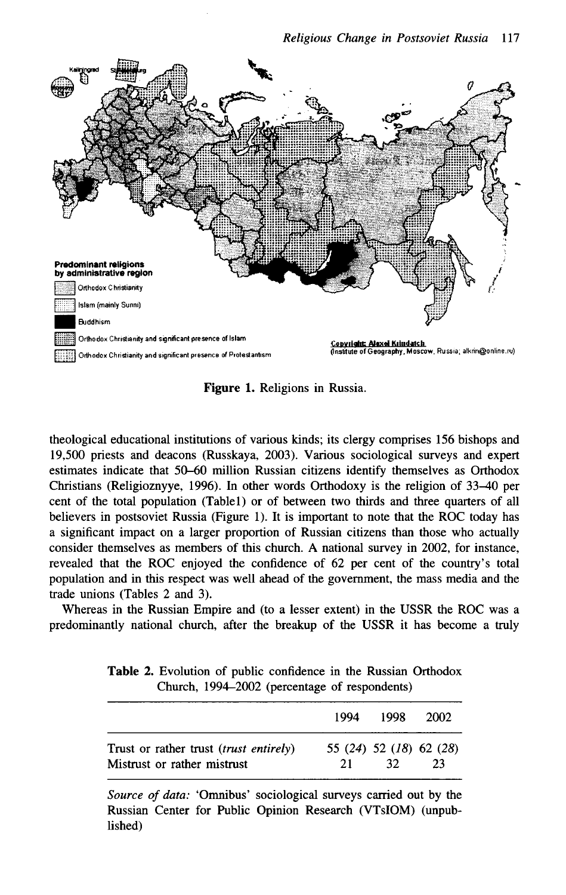Figure 1. Religions in Russia.

theological educational institutions of various kinds; its clergy comprises 156 bishops and 19,500 priests and deacons (Russkaya, 2003). Various sociological surveys and expert estimates indicate that 50–60 million Russian citizens identify themselves as Orthodox Christians (Religioznyye, 1996). In other words Orthodoxy is the religion of 33–40 per cent of the total population (Table1) or of between two thirds and three quarters of all believers in postsoviet Russia (Figure 1). It is important to note that the ROC today has a significant impact on a larger proportion of Russian citizens than those who actually consider themselves as members of this church. A national survey in 2002, for instance, revealed that the ROC enjoyed the confidence of 62 per cent of the country's total population and in this respect was well ahead of the government, the mass media and the trade unions (Tables 2 and 3).

Whereas in the Russian Empire and (to a lesser extent) in the USSR the ROC was a predominantly national church, after the breakup of the USSR it has become a truly

**Table 2.** Evolution of public confidence in the Russian Orthodox Church, 1994–2002 (percentage of respondents)

| | 1994 | 1998 | 2002 |
|---|---|---|---|
| Trust or rather trust (*trust entirely*) | 55 (*24*) | 52 (*18*) | 62 (*28*) |
| Mistrust or rather mistrust | 21 | 32 | 23 |

*Source of data:* 'Omnibus' sociological surveys carried out by the Russian Center for Public Opinion Research (VTsIOM) (unpublished)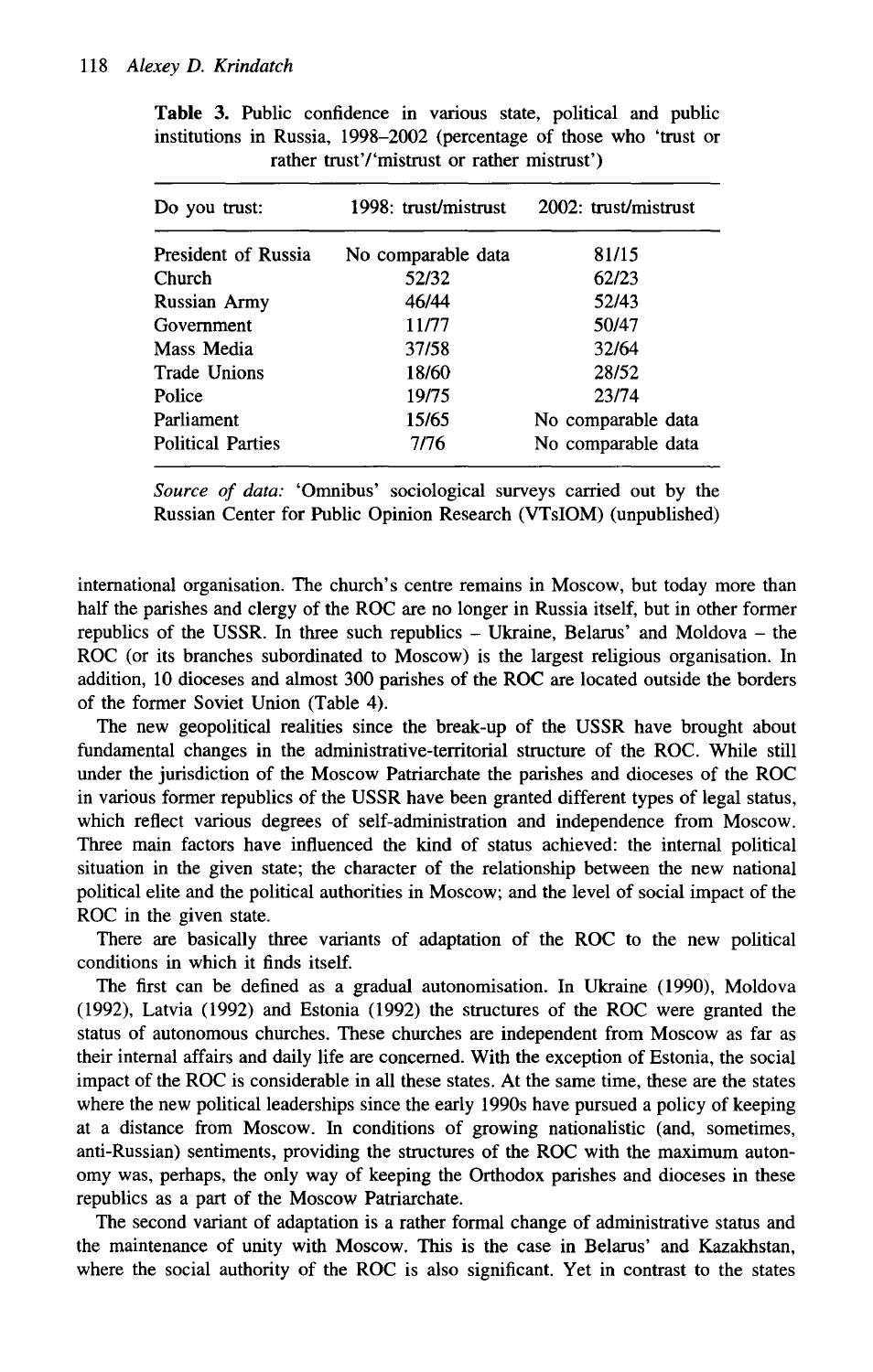**Table 3.** Public confidence in various state, political and public institutions in Russia, 1998–2002 (percentage of those who 'trust or rather trust'/'mistrust or rather mistrust')

| Do you trust: | 1998: trust/mistrust | 2002: trust/mistrust |
|---|---|---|
| President of Russia | No comparable data | 81/15 |
| Church | 52/32 | 62/23 |
| Russian Army | 46/44 | 52/43 |
| Government | 11/77 | 50/47 |
| Mass Media | 37/58 | 32/64 |
| Trade Unions | 18/60 | 28/52 |
| Police | 19/75 | 23/74 |
| Parliament | 15/65 | No comparable data |
| Political Parties | 7/76 | No comparable data |

*Source of data:* 'Omnibus' sociological surveys carried out by the Russian Center for Public Opinion Research (VTsIOM) (unpublished)

international organisation. The church's centre remains in Moscow, but today more than half the parishes and clergy of the ROC are no longer in Russia itself, but in other former republics of the USSR. In three such republics – Ukraine, Belarus' and Moldova – the ROC (or its branches subordinated to Moscow) is the largest religious organisation. In addition, 10 dioceses and almost 300 parishes of the ROC are located outside the borders of the former Soviet Union (Table 4).

The new geopolitical realities since the break-up of the USSR have brought about fundamental changes in the administrative-territorial structure of the ROC. While still under the jurisdiction of the Moscow Patriarchate the parishes and dioceses of the ROC in various former republics of the USSR have been granted different types of legal status, which reflect various degrees of self-administration and independence from Moscow. Three main factors have influenced the kind of status achieved: the internal political situation in the given state; the character of the relationship between the new national political elite and the political authorities in Moscow; and the level of social impact of the ROC in the given state.

There are basically three variants of adaptation of the ROC to the new political conditions in which it finds itself.

The first can be defined as a gradual autonomisation. In Ukraine (1990), Moldova (1992), Latvia (1992) and Estonia (1992) the structures of the ROC were granted the status of autonomous churches. These churches are independent from Moscow as far as their internal affairs and daily life are concerned. With the exception of Estonia, the social impact of the ROC is considerable in all these states. At the same time, these are the states where the new political leaderships since the early 1990s have pursued a policy of keeping at a distance from Moscow. In conditions of growing nationalistic (and, sometimes, anti-Russian) sentiments, providing the structures of the ROC with the maximum autonomy was, perhaps, the only way of keeping the Orthodox parishes and dioceses in these republics as a part of the Moscow Patriarchate.

The second variant of adaptation is a rather formal change of administrative status and the maintenance of unity with Moscow. This is the case in Belarus' and Kazakhstan, where the social authority of the ROC is also significant. Yet in contrast to the states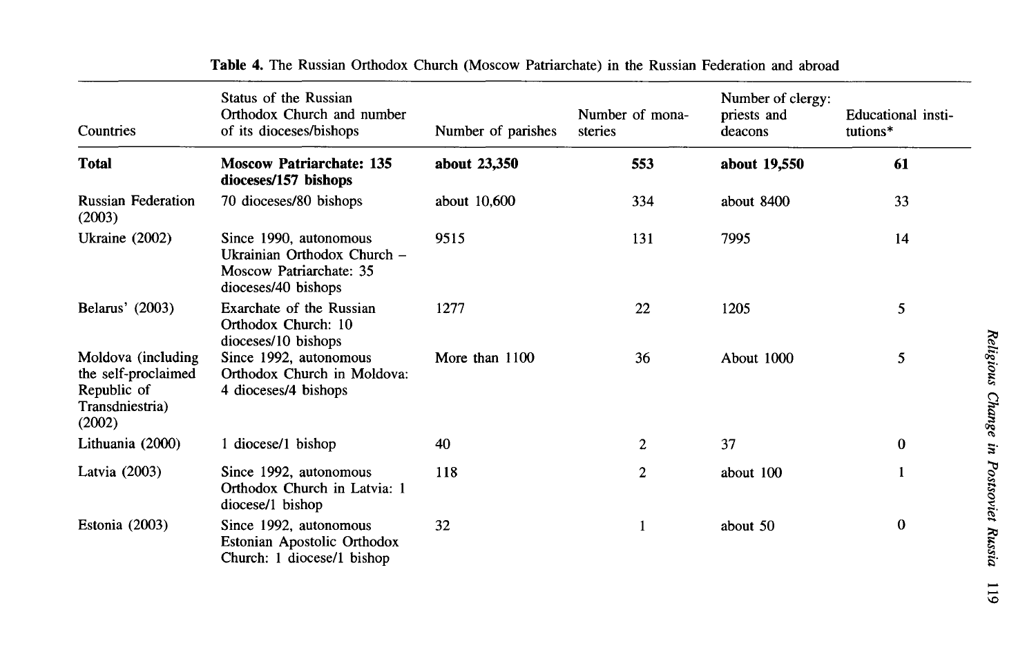**Table 4.** The Russian Orthodox Church (Moscow Patriarchate) in the Russian Federation and abroad

| Countries | Status of the Russian Orthodox Church and number of its dioceses/bishops | Number of parishes | Number of monasteries | Number of clergy: priests and deacons | Educational institutions* |
|---|---|---|---|---|---|
| **Total** | **Moscow Patriarchate: 135 dioceses/157 bishops** | **about 23,350** | **553** | **about 19,550** | **61** |
| Russian Federation (2003) | 70 dioceses/80 bishops | about 10,600 | 334 | about 8400 | 33 |
| Ukraine (2002) | Since 1990, autonomous Ukrainian Orthodox Church – Moscow Patriarchate: 35 dioceses/40 bishops | 9515 | 131 | 7995 | 14 |
| Belarus' (2003) | Exarchate of the Russian Orthodox Church: 10 dioceses/10 bishops | 1277 | 22 | 1205 | 5 |
| Moldova (including the self-proclaimed Republic of Transdniestria) (2002) | Since 1992, autonomous Orthodox Church in Moldova: 4 dioceses/4 bishops | More than 1100 | 36 | About 1000 | 5 |
| Lithuania (2000) | 1 diocese/1 bishop | 40 | 2 | 37 | 0 |
| Latvia (2003) | Since 1992, autonomous Orthodox Church in Latvia: 1 diocese/1 bishop | 118 | 2 | about 100 | 1 |
| Estonia (2003) | Since 1992, autonomous Estonian Apostolic Orthodox Church: 1 diocese/1 bishop | 32 | 1 | about 50 | 0 |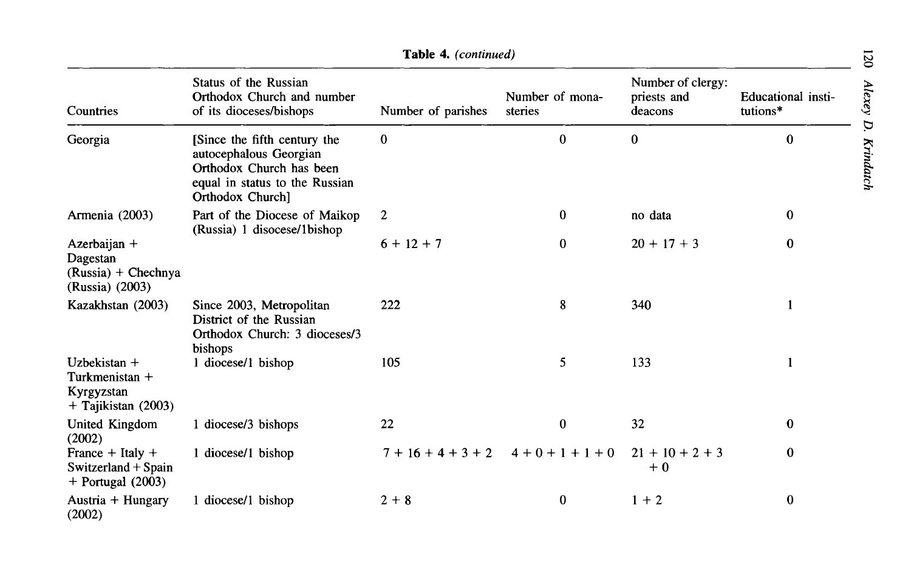**Table 4.** *(continued)*

| Countries | Status of the Russian Orthodox Church and number of its dioceses/bishops | Number of parishes | Number of monasteries | Number of clergy: priests and deacons | Educational institutions* |
|---|---|---|---|---|---|
| Georgia | [Since the fifth century the autocephalous Georgian Orthodox Church has been equal in status to the Russian Orthodox Church] | 0 | 0 | 0 | 0 |
| Armenia (2003) | Part of the Diocese of Maikop (Russia) 1 disocese/1bishop | 2 | 0 | no data | 0 |
| Azerbaijan + Dagestan (Russia) + Chechnya (Russia) (2003) | | 6 + 12 + 7 | 0 | 20 + 17 + 3 | 0 |
| Kazakhstan (2003) | Since 2003, Metropolitan District of the Russian Orthodox Church: 3 dioceses/3 bishops | 222 | 8 | 340 | 1 |
| Uzbekistan + Turkmenistan + Kyrgyzstan + Tajikistan (2003) | 1 diocese/1 bishop | 105 | 5 | 133 | 1 |
| United Kingdom (2002) | 1 diocese/3 bishops | 22 | 0 | 32 | 0 |
| France + Italy + Switzerland + Spain + Portugal (2003) | 1 diocese/1 bishop | 7 + 16 + 4 + 3 + 2 | 4 + 0 + 1 + 1 + 0 | 21 + 10 + 2 + 3 + 0 | 0 |
| Austria + Hungary (2002) | 1 diocese/1 bishop | 2 + 8 | 0 | 1 + 2 | 0 |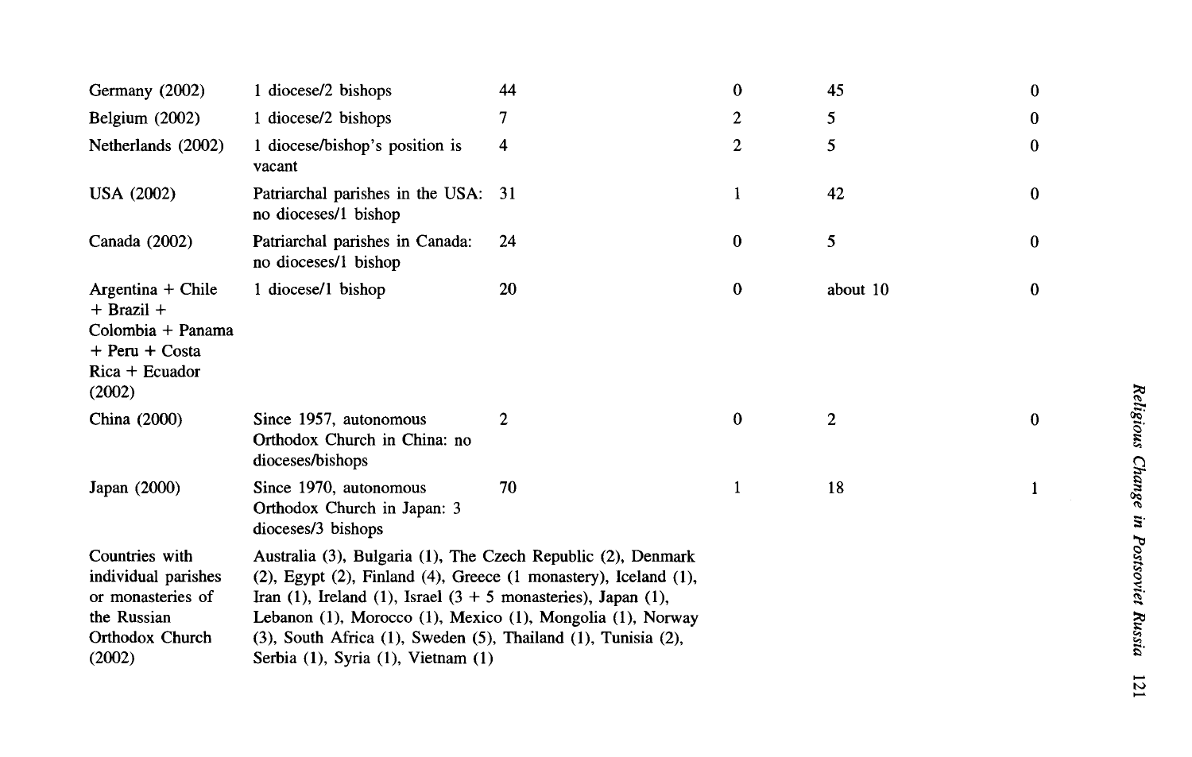| | | | | | |
|---|---|---|---|---|---|
| Germany (2002) | 1 diocese/2 bishops | 44 | 0 | 45 | 0 |
| Belgium (2002) | 1 diocese/2 bishops | 7 | 2 | 5 | 0 |
| Netherlands (2002) | 1 diocese/bishop's position is vacant | 4 | 2 | 5 | 0 |
| USA (2002) | Patriarchal parishes in the USA: no dioceses/1 bishop | 31 | 1 | 42 | 0 |
| Canada (2002) | Patriarchal parishes in Canada: no dioceses/1 bishop | 24 | 0 | 5 | 0 |
| Argentina + Chile + Brazil + Colombia + Panama + Peru + Costa Rica + Ecuador (2002) | 1 diocese/1 bishop | 20 | 0 | about 10 | 0 |
| China (2000) | Since 1957, autonomous Orthodox Church in China: no dioceses/bishops | 2 | 0 | 2 | 0 |
| Japan (2000) | Since 1970, autonomous Orthodox Church in Japan: 3 dioceses/3 bishops | 70 | 1 | 18 | 1 |
| Countries with individual parishes or monasteries of the Russian Orthodox Church (2002) | Australia (3), Bulgaria (1), The Czech Republic (2), Denmark (2), Egypt (2), Finland (4), Greece (1 monastery), Iceland (1), Iran (1), Ireland (1), Israel (3 + 5 monasteries), Japan (1), Lebanon (1), Morocco (1), Mexico (1), Mongolia (1), Norway (3), South Africa (1), Sweden (5), Thailand (1), Tunisia (2), Serbia (1), Syria (1), Vietnam (1) | | | | |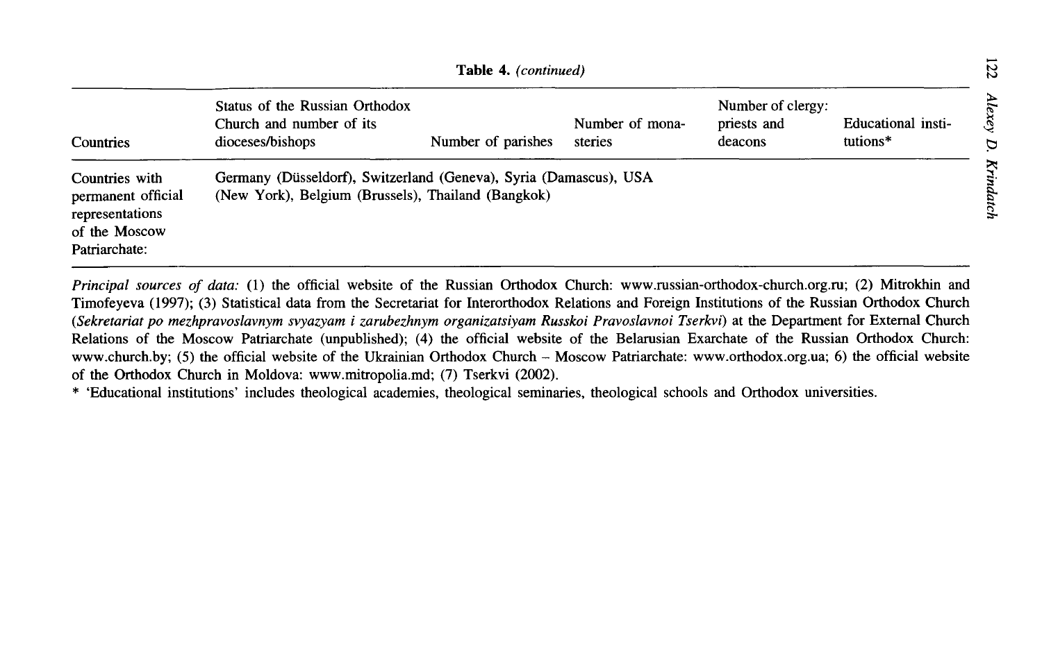**Table 4.** *(continued)*

| Countries | Status of the Russian Orthodox Church and number of its dioceses/bishops | Number of parishes | Number of monasteries | Number of clergy: priests and deacons | Educational institutions* |
|---|---|---|---|---|---|
| Countries with permanent official representations of the Moscow Patriarchate: | Germany (Düsseldorf), Switzerland (Geneva), Syria (Damascus), USA (New York), Belgium (Brussels), Thailand (Bangkok) | | | | |

*Principal sources of data:* (1) the official website of the Russian Orthodox Church: www.russian-orthodox-church.org.ru; (2) Mitrokhin and Timofeyeva (1997); (3) Statistical data from the Secretariat for Interorthodox Relations and Foreign Institutions of the Russian Orthodox Church (*Sekretariat po mezhpravoslavnym svyazyam i zarubezhnym organizatsiyam Russkoi Pravoslavnoi Tserkvi*) at the Department for External Church Relations of the Moscow Patriarchate (unpublished); (4) the official website of the Belarusian Exarchate of the Russian Orthodox Church: www.church.by; (5) the official website of the Ukrainian Orthodox Church – Moscow Patriarchate: www.orthodox.org.ua; 6) the official website of the Orthodox Church in Moldova: www.mitropolia.md; (7) Tserkvi (2002).

* 'Educational institutions' includes theological academies, theological seminaries, theological schools and Orthodox universities.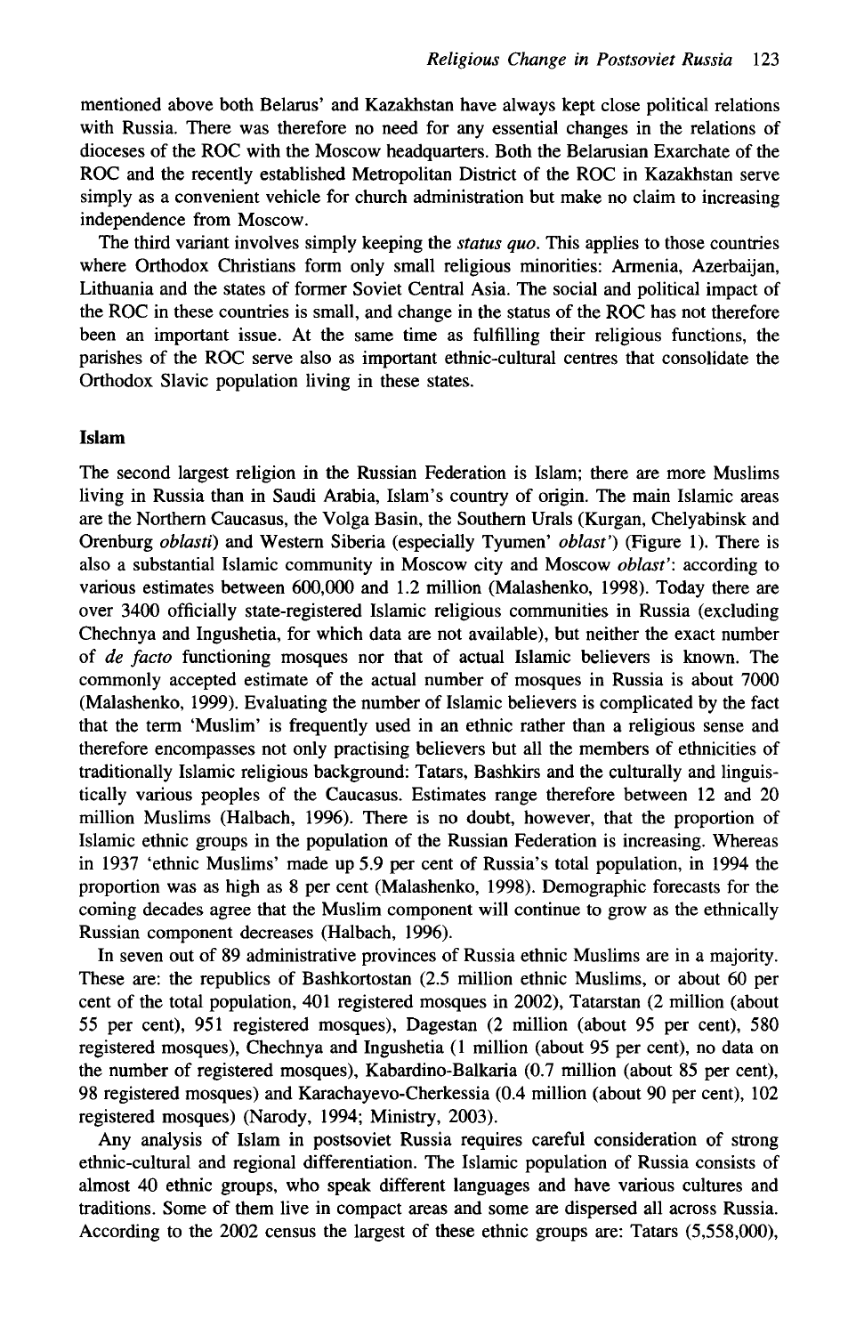mentioned above both Belarus' and Kazakhstan have always kept close political relations with Russia. There was therefore no need for any essential changes in the relations of dioceses of the ROC with the Moscow headquarters. Both the Belarusian Exarchate of the ROC and the recently established Metropolitan District of the ROC in Kazakhstan serve simply as a convenient vehicle for church administration but make no claim to increasing independence from Moscow.

The third variant involves simply keeping the *status quo*. This applies to those countries where Orthodox Christians form only small religious minorities: Armenia, Azerbaijan, Lithuania and the states of former Soviet Central Asia. The social and political impact of the ROC in these countries is small, and change in the status of the ROC has not therefore been an important issue. At the same time as fulfilling their religious functions, the parishes of the ROC serve also as important ethnic-cultural centres that consolidate the Orthodox Slavic population living in these states.

## Islam

The second largest religion in the Russian Federation is Islam; there are more Muslims living in Russia than in Saudi Arabia, Islam's country of origin. The main Islamic areas are the Northern Caucasus, the Volga Basin, the Southern Urals (Kurgan, Chelyabinsk and Orenburg *oblasti*) and Western Siberia (especially Tyumen' *oblast'*) (Figure 1). There is also a substantial Islamic community in Moscow city and Moscow *oblast'*: according to various estimates between 600,000 and 1.2 million (Malashenko, 1998). Today there are over 3400 officially state-registered Islamic religious communities in Russia (excluding Chechnya and Ingushetia, for which data are not available), but neither the exact number of *de facto* functioning mosques nor that of actual Islamic believers is known. The commonly accepted estimate of the actual number of mosques in Russia is about 7000 (Malashenko, 1999). Evaluating the number of Islamic believers is complicated by the fact that the term 'Muslim' is frequently used in an ethnic rather than a religious sense and therefore encompasses not only practising believers but all the members of ethnicities of traditionally Islamic religious background: Tatars, Bashkirs and the culturally and linguistically various peoples of the Caucasus. Estimates range therefore between 12 and 20 million Muslims (Halbach, 1996). There is no doubt, however, that the proportion of Islamic ethnic groups in the population of the Russian Federation is increasing. Whereas in 1937 'ethnic Muslims' made up 5.9 per cent of Russia's total population, in 1994 the proportion was as high as 8 per cent (Malashenko, 1998). Demographic forecasts for the coming decades agree that the Muslim component will continue to grow as the ethnically Russian component decreases (Halbach, 1996).

In seven out of 89 administrative provinces of Russia ethnic Muslims are in a majority. These are: the republics of Bashkortostan (2.5 million ethnic Muslims, or about 60 per cent of the total population, 401 registered mosques in 2002), Tatarstan (2 million (about 55 per cent), 951 registered mosques), Dagestan (2 million (about 95 per cent), 580 registered mosques), Chechnya and Ingushetia (1 million (about 95 per cent), no data on the number of registered mosques), Kabardino-Balkaria (0.7 million (about 85 per cent), 98 registered mosques) and Karachayevo-Cherkessia (0.4 million (about 90 per cent), 102 registered mosques) (Narody, 1994; Ministry, 2003).

Any analysis of Islam in postsoviet Russia requires careful consideration of strong ethnic-cultural and regional differentiation. The Islamic population of Russia consists of almost 40 ethnic groups, who speak different languages and have various cultures and traditions. Some of them live in compact areas and some are dispersed all across Russia. According to the 2002 census the largest of these ethnic groups are: Tatars (5,558,000),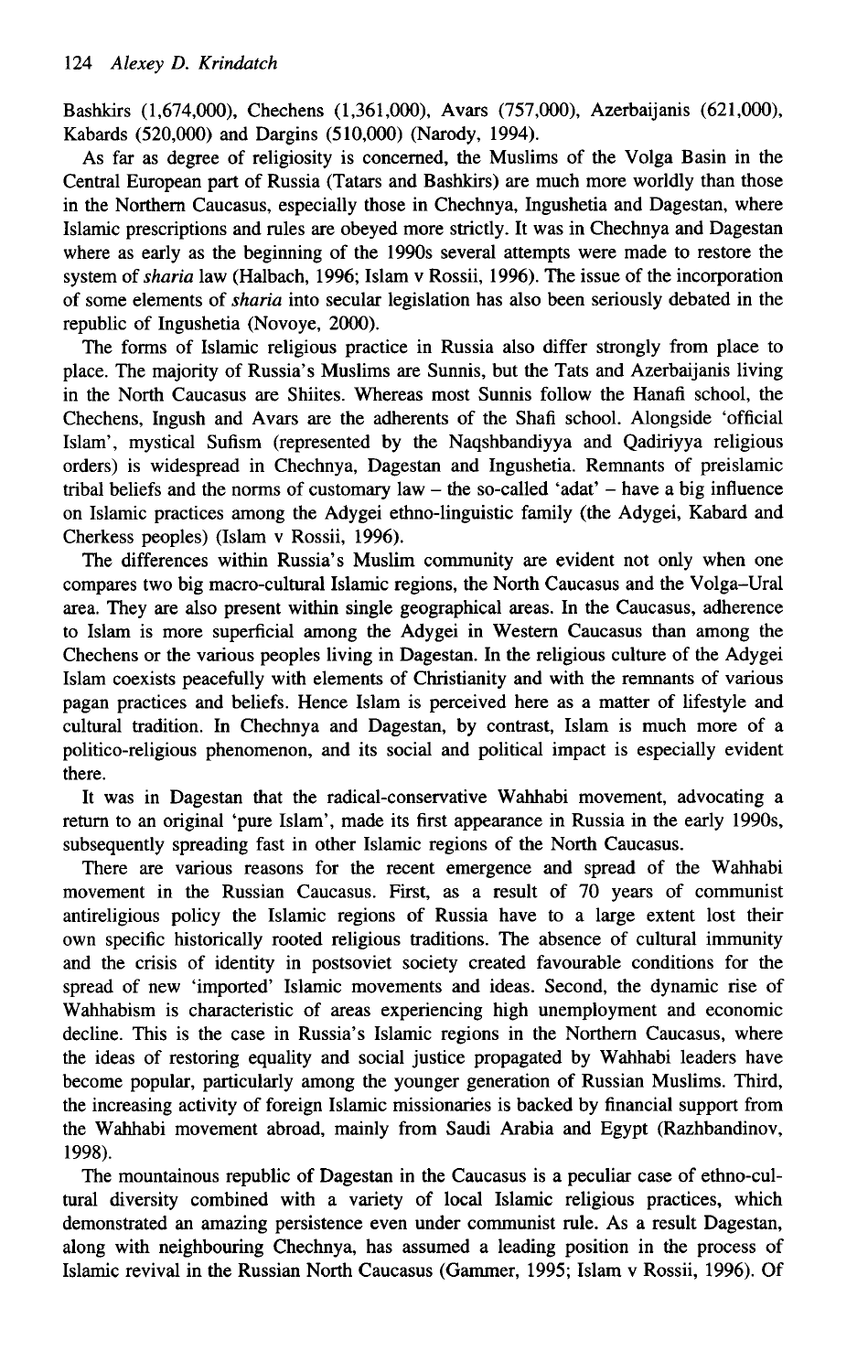Bashkirs (1,674,000), Chechens (1,361,000), Avars (757,000), Azerbaijanis (621,000), Kabards (520,000) and Dargins (510,000) (Narody, 1994).

As far as degree of religiosity is concerned, the Muslims of the Volga Basin in the Central European part of Russia (Tatars and Bashkirs) are much more worldly than those in the Northern Caucasus, especially those in Chechnya, Ingushetia and Dagestan, where Islamic prescriptions and rules are obeyed more strictly. It was in Chechnya and Dagestan where as early as the beginning of the 1990s several attempts were made to restore the system of *sharia* law (Halbach, 1996; Islam v Rossii, 1996). The issue of the incorporation of some elements of *sharia* into secular legislation has also been seriously debated in the republic of Ingushetia (Novoye, 2000).

The forms of Islamic religious practice in Russia also differ strongly from place to place. The majority of Russia's Muslims are Sunnis, but the Tats and Azerbaijanis living in the North Caucasus are Shiites. Whereas most Sunnis follow the Hanafi school, the Chechens, Ingush and Avars are the adherents of the Shafi school. Alongside 'official Islam', mystical Sufism (represented by the Naqshbandiyya and Qadiriyya religious orders) is widespread in Chechnya, Dagestan and Ingushetia. Remnants of preislamic tribal beliefs and the norms of customary law – the so-called 'adat' – have a big influence on Islamic practices among the Adygei ethno-linguistic family (the Adygei, Kabard and Cherkess peoples) (Islam v Rossii, 1996).

The differences within Russia's Muslim community are evident not only when one compares two big macro-cultural Islamic regions, the North Caucasus and the Volga–Ural area. They are also present within single geographical areas. In the Caucasus, adherence to Islam is more superficial among the Adygei in Western Caucasus than among the Chechens or the various peoples living in Dagestan. In the religious culture of the Adygei Islam coexists peacefully with elements of Christianity and with the remnants of various pagan practices and beliefs. Hence Islam is perceived here as a matter of lifestyle and cultural tradition. In Chechnya and Dagestan, by contrast, Islam is much more of a politico-religious phenomenon, and its social and political impact is especially evident there.

It was in Dagestan that the radical-conservative Wahhabi movement, advocating a return to an original 'pure Islam', made its first appearance in Russia in the early 1990s, subsequently spreading fast in other Islamic regions of the North Caucasus.

There are various reasons for the recent emergence and spread of the Wahhabi movement in the Russian Caucasus. First, as a result of 70 years of communist antireligious policy the Islamic regions of Russia have to a large extent lost their own specific historically rooted religious traditions. The absence of cultural immunity and the crisis of identity in postsoviet society created favourable conditions for the spread of new 'imported' Islamic movements and ideas. Second, the dynamic rise of Wahhabism is characteristic of areas experiencing high unemployment and economic decline. This is the case in Russia's Islamic regions in the Northern Caucasus, where the ideas of restoring equality and social justice propagated by Wahhabi leaders have become popular, particularly among the younger generation of Russian Muslims. Third, the increasing activity of foreign Islamic missionaries is backed by financial support from the Wahhabi movement abroad, mainly from Saudi Arabia and Egypt (Razhbandinov, 1998).

The mountainous republic of Dagestan in the Caucasus is a peculiar case of ethno-cultural diversity combined with a variety of local Islamic religious practices, which demonstrated an amazing persistence even under communist rule. As a result Dagestan, along with neighbouring Chechnya, has assumed a leading position in the process of Islamic revival in the Russian North Caucasus (Gammer, 1995; Islam v Rossii, 1996). Of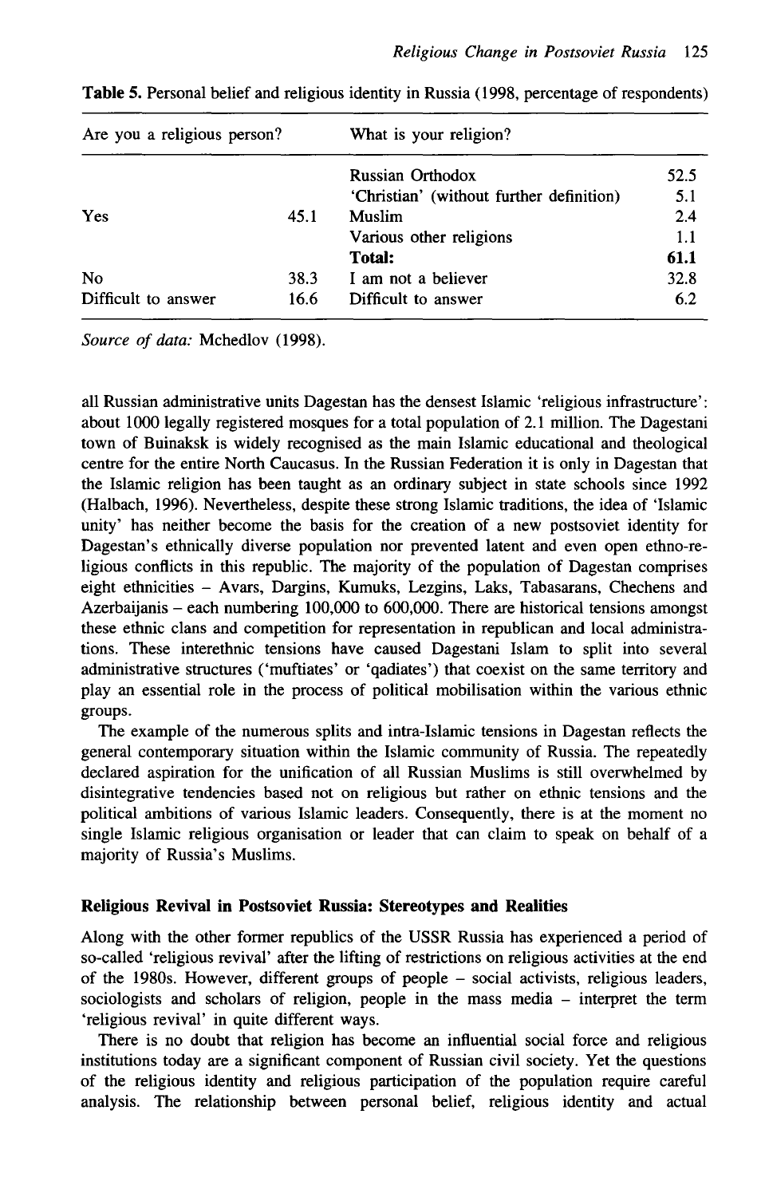**Table 5.** Personal belief and religious identity in Russia (1998, percentage of respondents)

| Are you a religious person? | | What is your religion? | |
|---|---|---|---|
| | | Russian Orthodox | 52.5 |
| | | 'Christian' (without further definition) | 5.1 |
| Yes | 45.1 | Muslim | 2.4 |
| | | Various other religions | 1.1 |
| | | **Total:** | **61.1** |
| No | 38.3 | I am not a believer | 32.8 |
| Difficult to answer | 16.6 | Difficult to answer | 6.2 |

*Source of data:* Mchedlov (1998).

all Russian administrative units Dagestan has the densest Islamic 'religious infrastructure': about 1000 legally registered mosques for a total population of 2.1 million. The Dagestani town of Buinaksk is widely recognised as the main Islamic educational and theological centre for the entire North Caucasus. In the Russian Federation it is only in Dagestan that the Islamic religion has been taught as an ordinary subject in state schools since 1992 (Halbach, 1996). Nevertheless, despite these strong Islamic traditions, the idea of 'Islamic unity' has neither become the basis for the creation of a new postsoviet identity for Dagestan's ethnically diverse population nor prevented latent and even open ethno-religious conflicts in this republic. The majority of the population of Dagestan comprises eight ethnicities – Avars, Dargins, Kumuks, Lezgins, Laks, Tabasarans, Chechens and Azerbaijanis – each numbering 100,000 to 600,000. There are historical tensions amongst these ethnic clans and competition for representation in republican and local administrations. These interethnic tensions have caused Dagestani Islam to split into several administrative structures ('muftiates' or 'qadiates') that coexist on the same territory and play an essential role in the process of political mobilisation within the various ethnic groups.

The example of the numerous splits and intra-Islamic tensions in Dagestan reflects the general contemporary situation within the Islamic community of Russia. The repeatedly declared aspiration for the unification of all Russian Muslims is still overwhelmed by disintegrative tendencies based not on religious but rather on ethnic tensions and the political ambitions of various Islamic leaders. Consequently, there is at the moment no single Islamic religious organisation or leader that can claim to speak on behalf of a majority of Russia's Muslims.

## Religious Revival in Postsoviet Russia: Stereotypes and Realities

Along with the other former republics of the USSR Russia has experienced a period of so-called 'religious revival' after the lifting of restrictions on religious activities at the end of the 1980s. However, different groups of people – social activists, religious leaders, sociologists and scholars of religion, people in the mass media – interpret the term 'religious revival' in quite different ways.

There is no doubt that religion has become an influential social force and religious institutions today are a significant component of Russian civil society. Yet the questions of the religious identity and religious participation of the population require careful analysis. The relationship between personal belief, religious identity and actual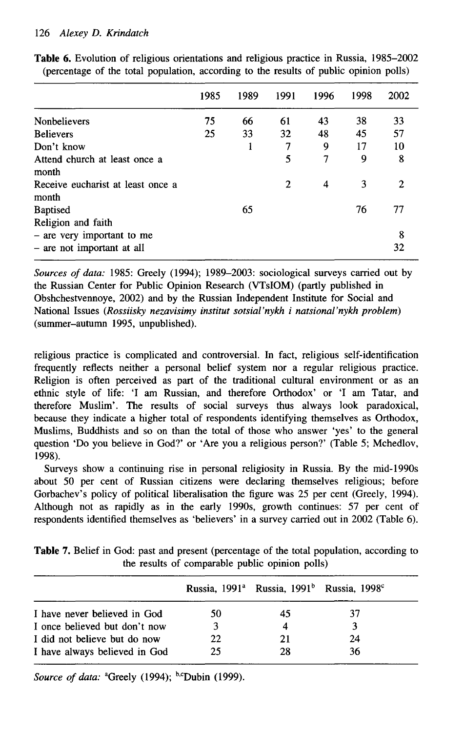**Table 6.** Evolution of religious orientations and religious practice in Russia, 1985–2002 (percentage of the total population, according to the results of public opinion polls)

| | 1985 | 1989 | 1991 | 1996 | 1998 | 2002 |
|---|---|---|---|---|---|---|
| Nonbelievers | 75 | 66 | 61 | 43 | 38 | 33 |
| Believers | 25 | 33 | 32 | 48 | 45 | 57 |
| Don't know | | 1 | 7 | 9 | 17 | 10 |
| Attend church at least once a month | | | 5 | 7 | 9 | 8 |
| Receive eucharist at least once a month | | | 2 | 4 | 3 | 2 |
| Baptised | | 65 | | | 76 | 77 |
| Religion and faith | | | | | | |
| – are very important to me | | | | | | 8 |
| – are not important at all | | | | | | 32 |

*Sources of data:* 1985: Greely (1994); 1989–2003: sociological surveys carried out by the Russian Center for Public Opinion Research (VTsIOM) (partly published in Obshchestvennoye, 2002) and by the Russian Independent Institute for Social and National Issues (*Rossiisky nezavisimy institut sotsial'nykh i natsional'nykh problem*) (summer–autumn 1995, unpublished).

religious practice is complicated and controversial. In fact, religious self-identification frequently reflects neither a personal belief system nor a regular religious practice. Religion is often perceived as part of the traditional cultural environment or as an ethnic style of life: 'I am Russian, and therefore Orthodox' or 'I am Tatar, and therefore Muslim'. The results of social surveys thus always look paradoxical, because they indicate a higher total of respondents identifying themselves as Orthodox, Muslims, Buddhists and so on than the total of those who answer 'yes' to the general question 'Do you believe in God?' or 'Are you a religious person?' (Table 5; Mchedlov, 1998).

Surveys show a continuing rise in personal religiosity in Russia. By the mid-1990s about 50 per cent of Russian citizens were declaring themselves religious; before Gorbachev's policy of political liberalisation the figure was 25 per cent (Greely, 1994). Although not as rapidly as in the early 1990s, growth continues: 57 per cent of respondents identified themselves as 'believers' in a survey carried out in 2002 (Table 6).

**Table 7.** Belief in God: past and present (percentage of the total population, according to the results of comparable public opinion polls)

| | Russia, 1991[a] | Russia, 1991[b] | Russia, 1998[c] |
|---|---|---|---|
| I have never believed in God | 50 | 45 | 37 |
| I once believed but don't now | 3 | 4 | 3 |
| I did not believe but do now | 22 | 21 | 24 |
| I have always believed in God | 25 | 28 | 36 |

*Source of data:* [a]Greely (1994); [b,c]Dubin (1999).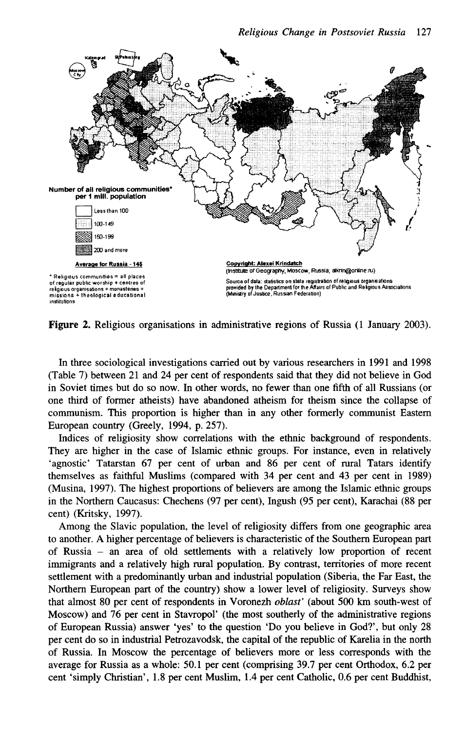Number of all religious communities* per 1 mill. population

Less than 100
100-149
150-199
200 and more

Average for Russia - 145

* Religious communities = all places of regular public worship + centres of religious organisations + monasteries + missions + theological educational institutions

Copyright: Alexei Krindatch (Institute of Geography, Moscow, Russia; akrin@online.ru)

Source of data: statistics on state registration of religious organisations provided by the Department for the Affairs of Public and Religious Associations (Ministry of Justice, Russian Federation)

**Figure 2.** Religious organisations in administrative regions of Russia (1 January 2003).

In three sociological investigations carried out by various researchers in 1991 and 1998 (Table 7) between 21 and 24 per cent of respondents said that they did not believe in God in Soviet times but do so now. In other words, no fewer than one fifth of all Russians (or one third of former atheists) have abandoned atheism for theism since the collapse of communism. This proportion is higher than in any other formerly communist Eastern European country (Greely, 1994, p. 257).

Indices of religiosity show correlations with the ethnic background of respondents. They are higher in the case of Islamic ethnic groups. For instance, even in relatively 'agnostic' Tatarstan 67 per cent of urban and 86 per cent of rural Tatars identify themselves as faithful Muslims (compared with 34 per cent and 43 per cent in 1989) (Musina, 1997). The highest proportions of believers are among the Islamic ethnic groups in the Northern Caucasus: Chechens (97 per cent), Ingush (95 per cent), Karachai (88 per cent) (Kritsky, 1997).

Among the Slavic population, the level of religiosity differs from one geographic area to another. A higher percentage of believers is characteristic of the Southern European part of Russia – an area of old settlements with a relatively low proportion of recent immigrants and a relatively high rural population. By contrast, territories of more recent settlement with a predominantly urban and industrial population (Siberia, the Far East, the Northern European part of the country) show a lower level of religiosity. Surveys show that almost 80 per cent of respondents in Voronezh *oblast'* (about 500 km south-west of Moscow) and 76 per cent in Stavropol' (the most southerly of the administrative regions of European Russia) answer 'yes' to the question 'Do you believe in God?', but only 28 per cent do so in industrial Petrozavodsk, the capital of the republic of Karelia in the north of Russia. In Moscow the percentage of believers more or less corresponds with the average for Russia as a whole: 50.1 per cent (comprising 39.7 per cent Orthodox, 6.2 per cent 'simply Christian', 1.8 per cent Muslim, 1.4 per cent Catholic, 0.6 per cent Buddhist,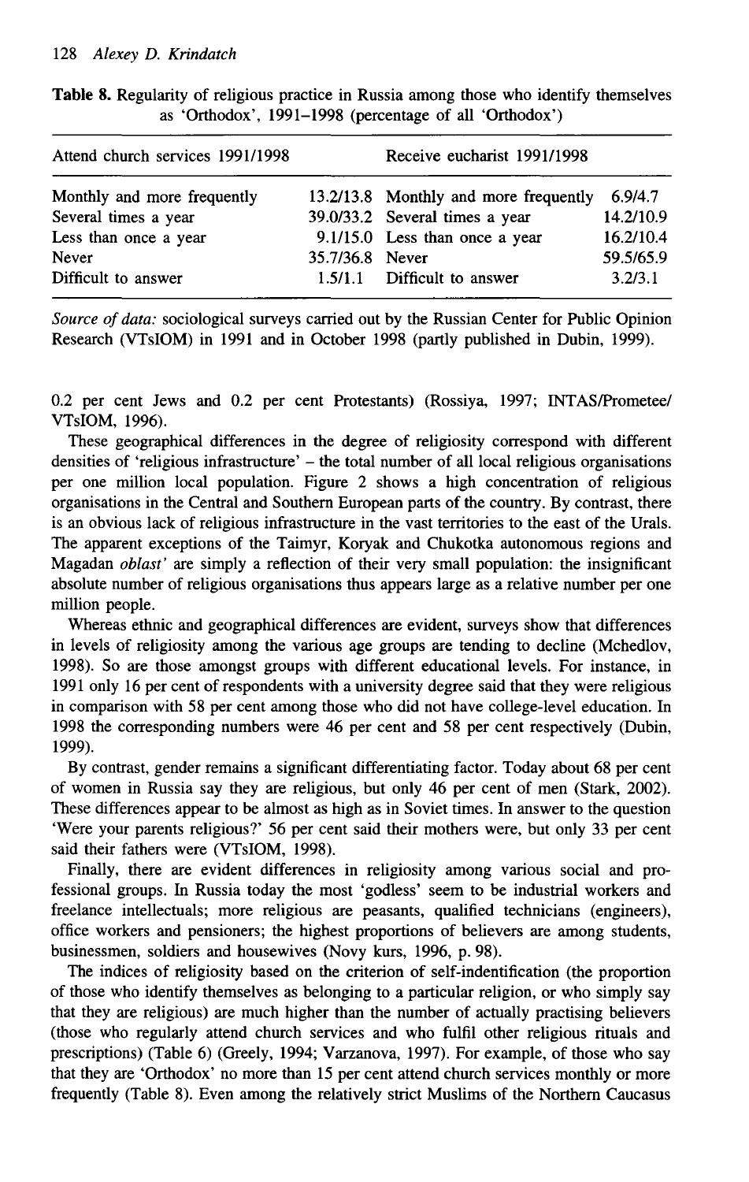**Table 8.** Regularity of religious practice in Russia among those who identify themselves as 'Orthodox', 1991–1998 (percentage of all 'Orthodox')

| Attend church services 1991/1998 | | Receive eucharist 1991/1998 | |
|---|---|---|---|
| Monthly and more frequently | 13.2/13.8 | Monthly and more frequently | 6.9/4.7 |
| Several times a year | 39.0/33.2 | Several times a year | 14.2/10.9 |
| Less than once a year | 9.1/15.0 | Less than once a year | 16.2/10.4 |
| Never | 35.7/36.8 | Never | 59.5/65.9 |
| Difficult to answer | 1.5/1.1 | Difficult to answer | 3.2/3.1 |

*Source of data:* sociological surveys carried out by the Russian Center for Public Opinion Research (VTsIOM) in 1991 and in October 1998 (partly published in Dubin, 1999).

0.2 per cent Jews and 0.2 per cent Protestants) (Rossiya, 1997; INTAS/Prometee/VTsIOM, 1996).

These geographical differences in the degree of religiosity correspond with different densities of 'religious infrastructure' – the total number of all local religious organisations per one million local population. Figure 2 shows a high concentration of religious organisations in the Central and Southern European parts of the country. By contrast, there is an obvious lack of religious infrastructure in the vast territories to the east of the Urals. The apparent exceptions of the Taimyr, Koryak and Chukotka autonomous regions and Magadan *oblast'* are simply a reflection of their very small population: the insignificant absolute number of religious organisations thus appears large as a relative number per one million people.

Whereas ethnic and geographical differences are evident, surveys show that differences in levels of religiosity among the various age groups are tending to decline (Mchedlov, 1998). So are those amongst groups with different educational levels. For instance, in 1991 only 16 per cent of respondents with a university degree said that they were religious in comparison with 58 per cent among those who did not have college-level education. In 1998 the corresponding numbers were 46 per cent and 58 per cent respectively (Dubin, 1999).

By contrast, gender remains a significant differentiating factor. Today about 68 per cent of women in Russia say they are religious, but only 46 per cent of men (Stark, 2002). These differences appear to be almost as high as in Soviet times. In answer to the question 'Were your parents religious?' 56 per cent said their mothers were, but only 33 per cent said their fathers were (VTsIOM, 1998).

Finally, there are evident differences in religiosity among various social and professional groups. In Russia today the most 'godless' seem to be industrial workers and freelance intellectuals; more religious are peasants, qualified technicians (engineers), office workers and pensioners; the highest proportions of believers are among students, businessmen, soldiers and housewives (Novy kurs, 1996, p. 98).

The indices of religiosity based on the criterion of self-indentification (the proportion of those who identify themselves as belonging to a particular religion, or who simply say that they are religious) are much higher than the number of actually practising believers (those who regularly attend church services and who fulfil other religious rituals and prescriptions) (Table 6) (Greely, 1994; Varzanova, 1997). For example, of those who say that they are 'Orthodox' no more than 15 per cent attend church services monthly or more frequently (Table 8). Even among the relatively strict Muslims of the Northern Caucasus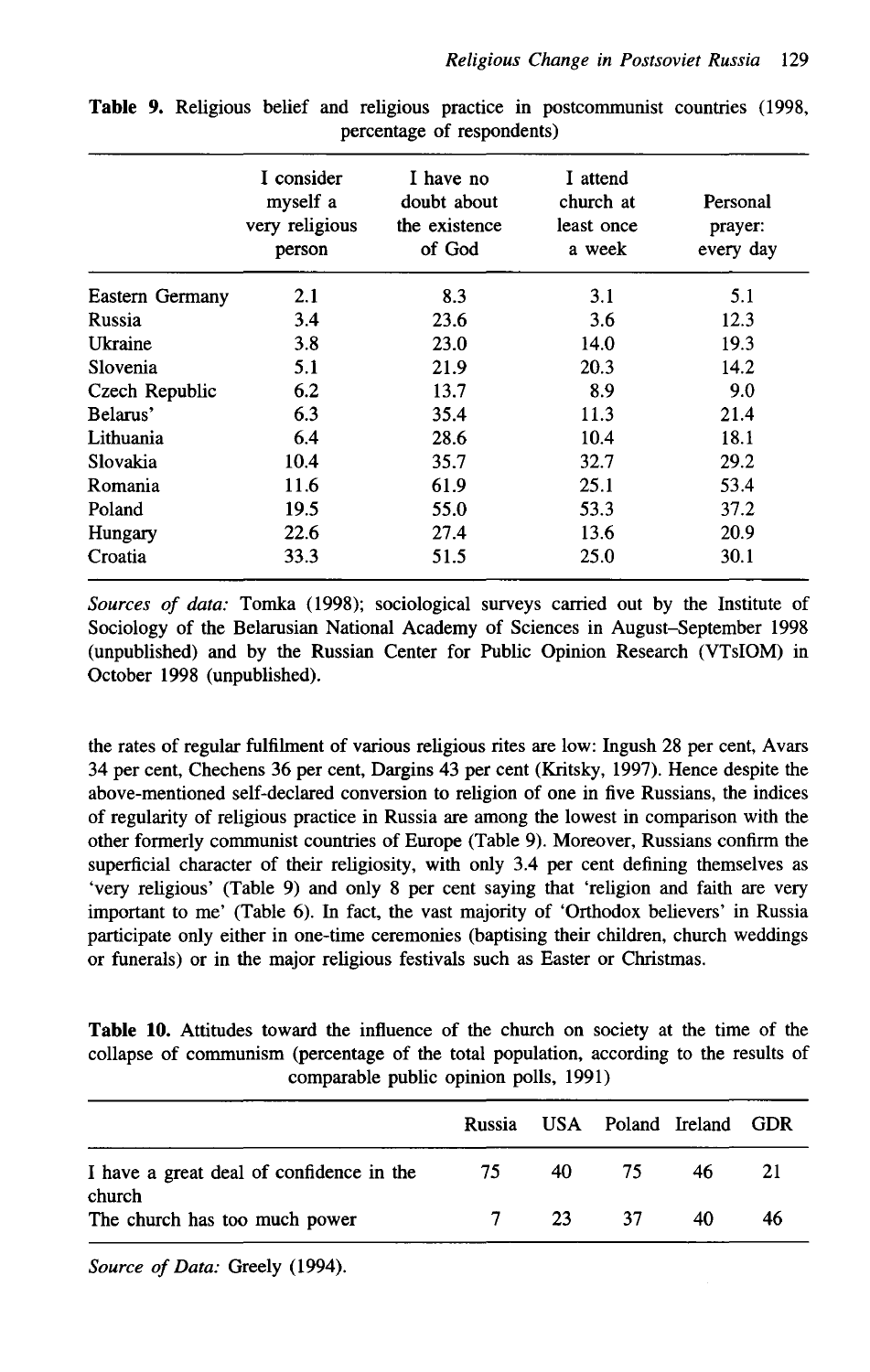**Table 9.** Religious belief and religious practice in postcommunist countries (1998, percentage of respondents)

| | I consider myself a very religious person | I have no doubt about the existence of God | I attend church at least once a week | Personal prayer: every day |
|---|---|---|---|---|
| Eastern Germany | 2.1 | 8.3 | 3.1 | 5.1 |
| Russia | 3.4 | 23.6 | 3.6 | 12.3 |
| Ukraine | 3.8 | 23.0 | 14.0 | 19.3 |
| Slovenia | 5.1 | 21.9 | 20.3 | 14.2 |
| Czech Republic | 6.2 | 13.7 | 8.9 | 9.0 |
| Belarus' | 6.3 | 35.4 | 11.3 | 21.4 |
| Lithuania | 6.4 | 28.6 | 10.4 | 18.1 |
| Slovakia | 10.4 | 35.7 | 32.7 | 29.2 |
| Romania | 11.6 | 61.9 | 25.1 | 53.4 |
| Poland | 19.5 | 55.0 | 53.3 | 37.2 |
| Hungary | 22.6 | 27.4 | 13.6 | 20.9 |
| Croatia | 33.3 | 51.5 | 25.0 | 30.1 |

*Sources of data:* Tomka (1998); sociological surveys carried out by the Institute of Sociology of the Belarusian National Academy of Sciences in August–September 1998 (unpublished) and by the Russian Center for Public Opinion Research (VTsIOM) in October 1998 (unpublished).

the rates of regular fulfilment of various religious rites are low: Ingush 28 per cent, Avars 34 per cent, Chechens 36 per cent, Dargins 43 per cent (Kritsky, 1997). Hence despite the above-mentioned self-declared conversion to religion of one in five Russians, the indices of regularity of religious practice in Russia are among the lowest in comparison with the other formerly communist countries of Europe (Table 9). Moreover, Russians confirm the superficial character of their religiosity, with only 3.4 per cent defining themselves as 'very religious' (Table 9) and only 8 per cent saying that 'religion and faith are very important to me' (Table 6). In fact, the vast majority of 'Orthodox believers' in Russia participate only either in one-time ceremonies (baptising their children, church weddings or funerals) or in the major religious festivals such as Easter or Christmas.

**Table 10.** Attitudes toward the influence of the church on society at the time of the collapse of communism (percentage of the total population, according to the results of comparable public opinion polls, 1991)

| | Russia | USA | Poland | Ireland | GDR |
|---|---|---|---|---|---|
| I have a great deal of confidence in the church | 75 | 40 | 75 | 46 | 21 |
| The church has too much power | 7 | 23 | 37 | 40 | 46 |

*Source of Data:* Greely (1994).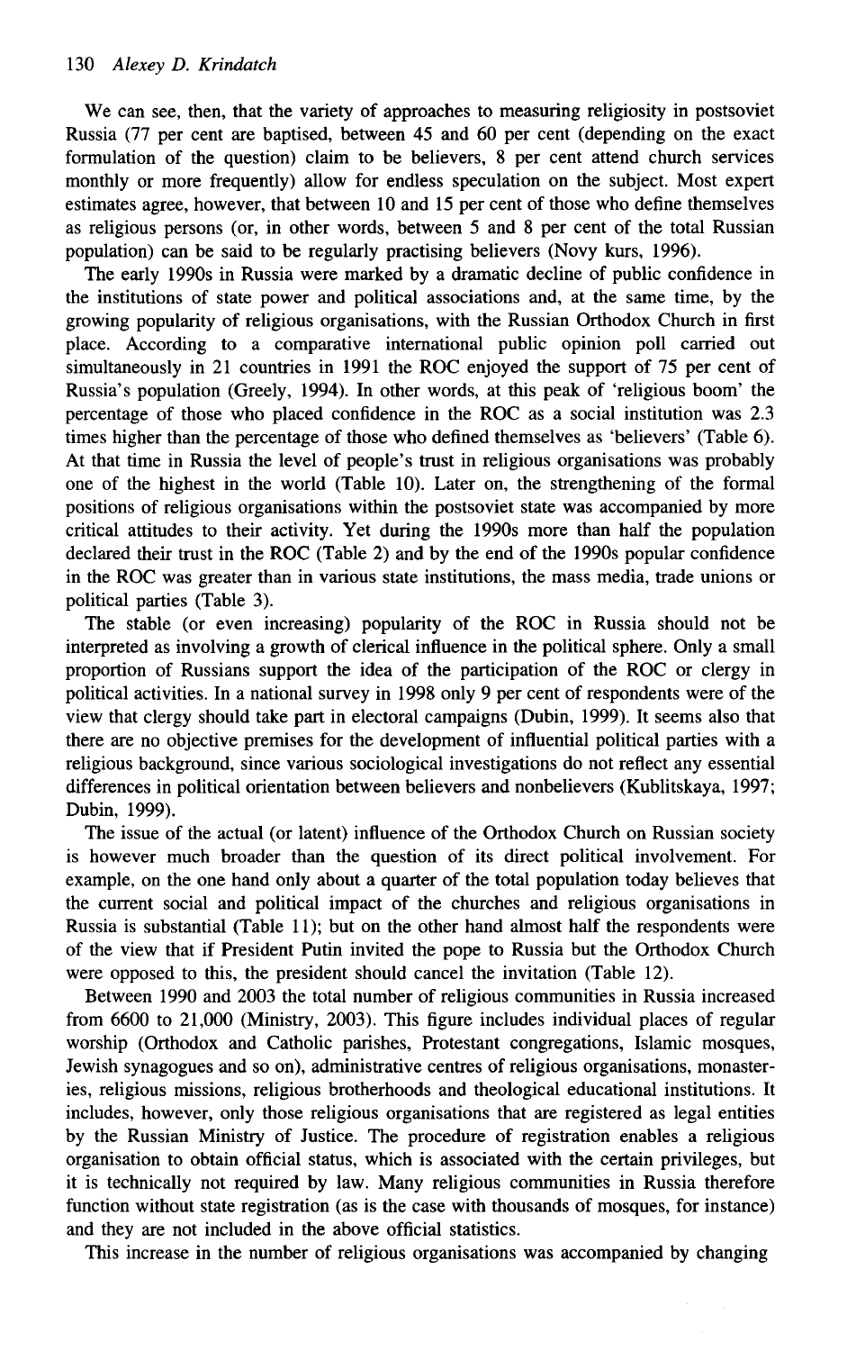We can see, then, that the variety of approaches to measuring religiosity in postsoviet Russia (77 per cent are baptised, between 45 and 60 per cent (depending on the exact formulation of the question) claim to be believers, 8 per cent attend church services monthly or more frequently) allow for endless speculation on the subject. Most expert estimates agree, however, that between 10 and 15 per cent of those who define themselves as religious persons (or, in other words, between 5 and 8 per cent of the total Russian population) can be said to be regularly practising believers (Novy kurs, 1996).

The early 1990s in Russia were marked by a dramatic decline of public confidence in the institutions of state power and political associations and, at the same time, by the growing popularity of religious organisations, with the Russian Orthodox Church in first place. According to a comparative international public opinion poll carried out simultaneously in 21 countries in 1991 the ROC enjoyed the support of 75 per cent of Russia's population (Greely, 1994). In other words, at this peak of 'religious boom' the percentage of those who placed confidence in the ROC as a social institution was 2.3 times higher than the percentage of those who defined themselves as 'believers' (Table 6). At that time in Russia the level of people's trust in religious organisations was probably one of the highest in the world (Table 10). Later on, the strengthening of the formal positions of religious organisations within the postsoviet state was accompanied by more critical attitudes to their activity. Yet during the 1990s more than half the population declared their trust in the ROC (Table 2) and by the end of the 1990s popular confidence in the ROC was greater than in various state institutions, the mass media, trade unions or political parties (Table 3).

The stable (or even increasing) popularity of the ROC in Russia should not be interpreted as involving a growth of clerical influence in the political sphere. Only a small proportion of Russians support the idea of the participation of the ROC or clergy in political activities. In a national survey in 1998 only 9 per cent of respondents were of the view that clergy should take part in electoral campaigns (Dubin, 1999). It seems also that there are no objective premises for the development of influential political parties with a religious background, since various sociological investigations do not reflect any essential differences in political orientation between believers and nonbelievers (Kublitskaya, 1997; Dubin, 1999).

The issue of the actual (or latent) influence of the Orthodox Church on Russian society is however much broader than the question of its direct political involvement. For example, on the one hand only about a quarter of the total population today believes that the current social and political impact of the churches and religious organisations in Russia is substantial (Table 11); but on the other hand almost half the respondents were of the view that if President Putin invited the pope to Russia but the Orthodox Church were opposed to this, the president should cancel the invitation (Table 12).

Between 1990 and 2003 the total number of religious communities in Russia increased from 6600 to 21,000 (Ministry, 2003). This figure includes individual places of regular worship (Orthodox and Catholic parishes, Protestant congregations, Islamic mosques, Jewish synagogues and so on), administrative centres of religious organisations, monasteries, religious missions, religious brotherhoods and theological educational institutions. It includes, however, only those religious organisations that are registered as legal entities by the Russian Ministry of Justice. The procedure of registration enables a religious organisation to obtain official status, which is associated with the certain privileges, but it is technically not required by law. Many religious communities in Russia therefore function without state registration (as is the case with thousands of mosques, for instance) and they are not included in the above official statistics.

This increase in the number of religious organisations was accompanied by changing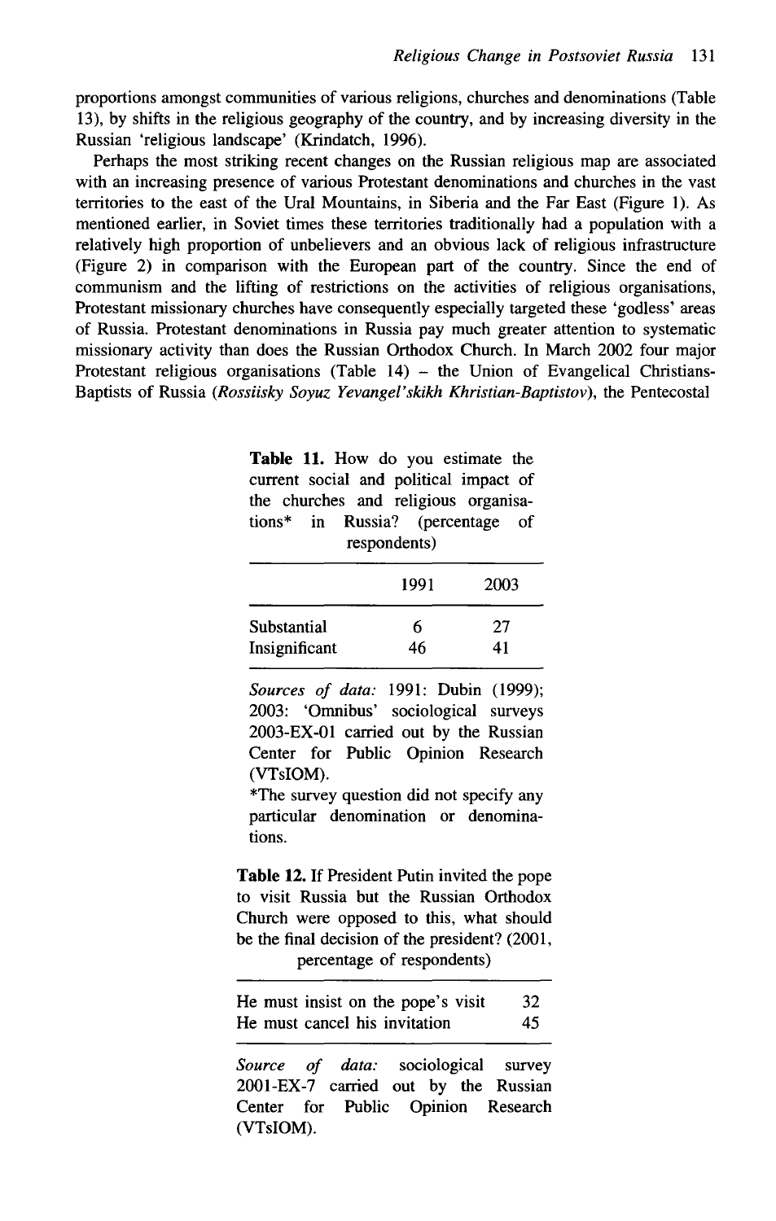proportions amongst communities of various religions, churches and denominations (Table 13), by shifts in the religious geography of the country, and by increasing diversity in the Russian 'religious landscape' (Krindatch, 1996).

Perhaps the most striking recent changes on the Russian religious map are associated with an increasing presence of various Protestant denominations and churches in the vast territories to the east of the Ural Mountains, in Siberia and the Far East (Figure 1). As mentioned earlier, in Soviet times these territories traditionally had a population with a relatively high proportion of unbelievers and an obvious lack of religious infrastructure (Figure 2) in comparison with the European part of the country. Since the end of communism and the lifting of restrictions on the activities of religious organisations, Protestant missionary churches have consequently especially targeted these 'godless' areas of Russia. Protestant denominations in Russia pay much greater attention to systematic missionary activity than does the Russian Orthodox Church. In March 2002 four major Protestant religious organisations (Table 14) – the Union of Evangelical Christians-Baptists of Russia (*Rossiisky Soyuz Yevangel'skikh Khristian-Baptistov*), the Pentecostal

**Table 11.** How do you estimate the current social and political impact of the churches and religious organisations* in Russia? (percentage of respondents)

| | 1991 | 2003 |
|---|---|---|
| Substantial | 6 | 27 |
| Insignificant | 46 | 41 |

*Sources of data:* 1991: Dubin (1999); 2003: 'Omnibus' sociological surveys 2003-EX-01 carried out by the Russian Center for Public Opinion Research (VTsIOM).

*The survey question did not specify any particular denomination or denominations.

**Table 12.** If President Putin invited the pope to visit Russia but the Russian Orthodox Church were opposed to this, what should be the final decision of the president? (2001, percentage of respondents)

| | |
|---|---|
| He must insist on the pope's visit | 32 |
| He must cancel his invitation | 45 |

*Source of data:* sociological survey 2001-EX-7 carried out by the Russian Center for Public Opinion Research (VTsIOM).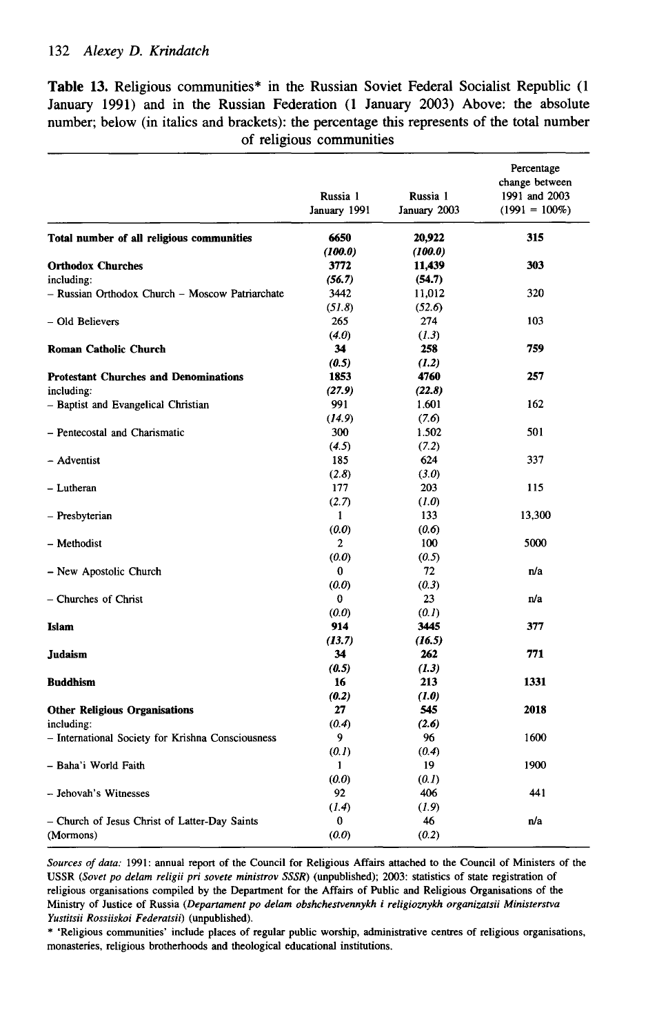**Table 13.** Religious communities* in the Russian Soviet Federal Socialist Republic (1 January 1991) and in the Russian Federation (1 January 2003) Above: the absolute number; below (in italics and brackets): the percentage this represents of the total number of religious communities

| | Russia 1 January 1991 | Russia 1 January 2003 | Percentage change between 1991 and 2003 (1991 = 100%) |
|---|---|---|---|
| **Total number of all religious communities** | **6650** | **20,922** | **315** |
| | ***(100.0)*** | ***(100.0)*** | |
| **Orthodox Churches** | **3772** | **11,439** | **303** |
| including: | ***(56.7)*** | ***(54.7)*** | |
| – Russian Orthodox Church – Moscow Patriarchate | 3442 | 11,012 | 320 |
| | *(51.8)* | *(52.6)* | |
| – Old Believers | 265 | 274 | 103 |
| | *(4.0)* | *(1.3)* | |
| **Roman Catholic Church** | **34** | **258** | **759** |
| | ***(0.5)*** | ***(1.2)*** | |
| **Protestant Churches and Denominations** | **1853** | **4760** | **257** |
| including: | ***(27.9)*** | ***(22.8)*** | |
| – Baptist and Evangelical Christian | 991 | 1.601 | 162 |
| | *(14.9)* | *(7.6)* | |
| – Pentecostal and Charismatic | 300 | 1.502 | 501 |
| | *(4.5)* | *(7.2)* | |
| – Adventist | 185 | 624 | 337 |
| | *(2.8)* | *(3.0)* | |
| – Lutheran | 177 | 203 | 115 |
| | *(2.7)* | *(1.0)* | |
| – Presbyterian | 1 | 133 | 13,300 |
| | *(0.0)* | *(0.6)* | |
| – Methodist | 2 | 100 | 5000 |
| | *(0.0)* | *(0.5)* | |
| – New Apostolic Church | 0 | 72 | n/a |
| | *(0.0)* | *(0.3)* | |
| – Churches of Christ | 0 | 23 | n/a |
| | *(0.0)* | *(0.1)* | |
| **Islam** | **914** | **3445** | **377** |
| | ***(13.7)*** | ***(16.5)*** | |
| **Judaism** | **34** | **262** | **771** |
| | ***(0.5)*** | ***(1.3)*** | |
| **Buddhism** | **16** | **213** | **1331** |
| | ***(0.2)*** | ***(1.0)*** | |
| **Other Religious Organisations** | **27** | **545** | **2018** |
| including: | *(0.4)* | ***(2.6)*** | |
| – International Society for Krishna Consciousness | 9 | 96 | 1600 |
| | *(0.1)* | *(0.4)* | |
| – Baha'i World Faith | 1 | 19 | 1900 |
| | *(0.0)* | *(0.1)* | |
| – Jehovah's Witnesses | 92 | 406 | 441 |
| | *(1.4)* | *(1.9)* | |
| – Church of Jesus Christ of Latter-Day Saints (Mormons) | 0 | 46 | n/a |
| | *(0.0)* | *(0.2)* | |

*Sources of data:* 1991: annual report of the Council for Religious Affairs attached to the Council of Ministers of the USSR (*Sovet po delam religii pri sovete ministrov SSSR*) (unpublished); 2003: statistics of state registration of religious organisations compiled by the Department for the Affairs of Public and Religious Organisations of the Ministry of Justice of Russia (*Departament po delam obshchestvennykh i religioznykh organizatsii Ministerstva Yustitsii Rossiiskoi Federatsii*) (unpublished).

* 'Religious communities' include places of regular public worship, administrative centres of religious organisations, monasteries, religious brotherhoods and theological educational institutions.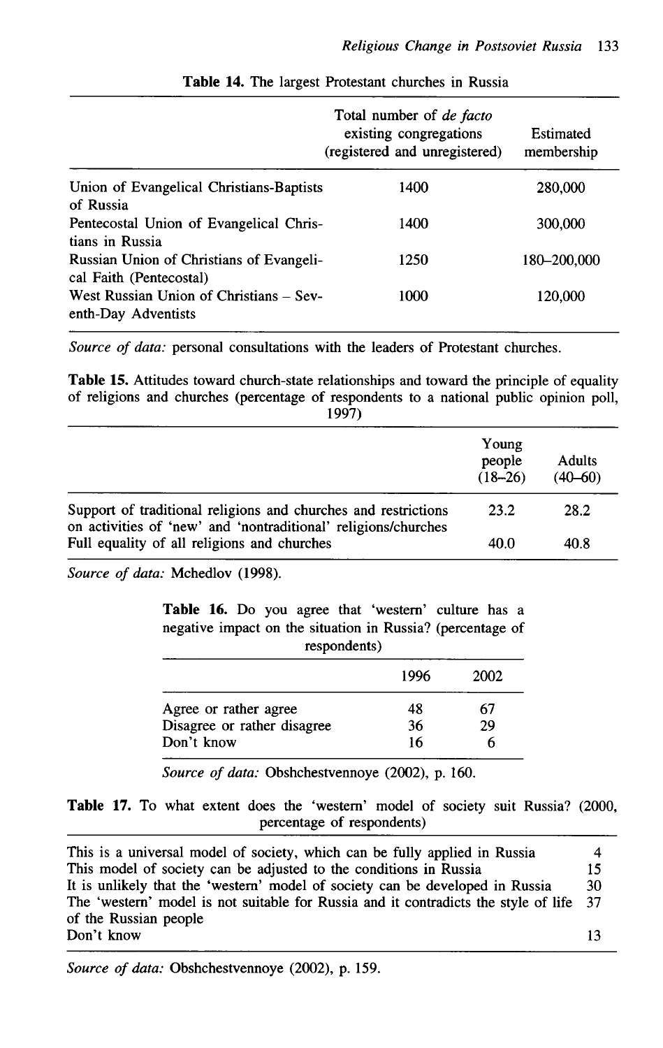**Table 14.** The largest Protestant churches in Russia

| | Total number of *de facto* existing congregations (registered and unregistered) | Estimated membership |
|---|---|---|
| Union of Evangelical Christians-Baptists of Russia | 1400 | 280,000 |
| Pentecostal Union of Evangelical Christians in Russia | 1400 | 300,000 |
| Russian Union of Christians of Evangelical Faith (Pentecostal) | 1250 | 180–200,000 |
| West Russian Union of Christians – Seventh-Day Adventists | 1000 | 120,000 |

*Source of data:* personal consultations with the leaders of Protestant churches.

**Table 15.** Attitudes toward church-state relationships and toward the principle of equality of religions and churches (percentage of respondents to a national public opinion poll, 1997)

| | Young people (18–26) | Adults (40–60) |
|---|---|---|
| Support of traditional religions and churches and restrictions on activities of 'new' and 'nontraditional' religions/churches | 23.2 | 28.2 |
| Full equality of all religions and churches | 40.0 | 40.8 |

*Source of data:* Mchedlov (1998).

**Table 16.** Do you agree that 'western' culture has a negative impact on the situation in Russia? (percentage of respondents)

| | 1996 | 2002 |
|---|---|---|
| Agree or rather agree | 48 | 67 |
| Disagree or rather disagree | 36 | 29 |
| Don't know | 16 | 6 |

*Source of data:* Obshchestvennoye (2002), p. 160.

**Table 17.** To what extent does the 'western' model of society suit Russia? (2000, percentage of respondents)

| | |
|---|---|
| This is a universal model of society, which can be fully applied in Russia | 4 |
| This model of society can be adjusted to the conditions in Russia | 15 |
| It is unlikely that the 'western' model of society can be developed in Russia | 30 |
| The 'western' model is not suitable for Russia and it contradicts the style of life of the Russian people | 37 |
| Don't know | 13 |

*Source of data:* Obshchestvennoye (2002), p. 159.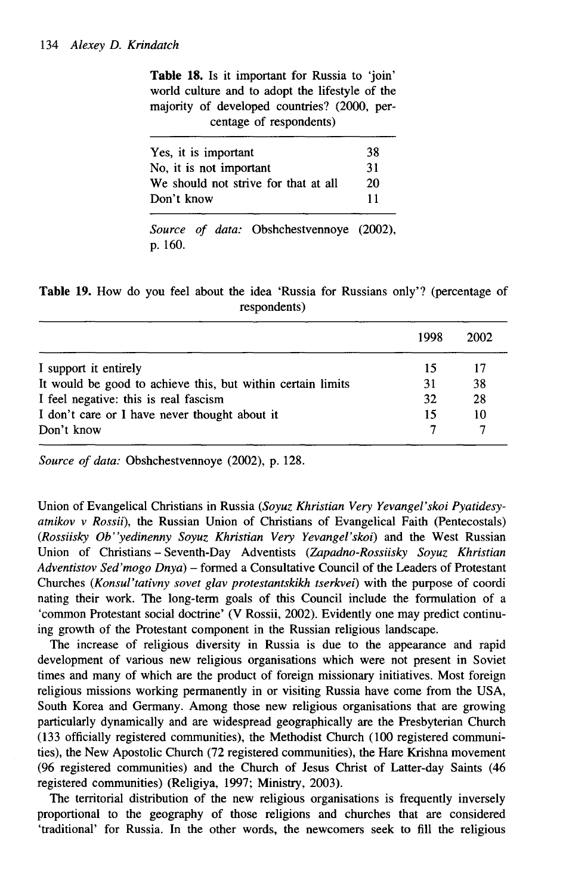**Table 18.** Is it important for Russia to 'join' world culture and to adopt the lifestyle of the majority of developed countries? (2000, percentage of respondents)

| | |
|---|---|
| Yes, it is important | 38 |
| No, it is not important | 31 |
| We should not strive for that at all | 20 |
| Don't know | 11 |

*Source of data:* Obshchestvennoye (2002), p. 160.

**Table 19.** How do you feel about the idea 'Russia for Russians only'? (percentage of respondents)

| | 1998 | 2002 |
|---|---|---|
| I support it entirely | 15 | 17 |
| It would be good to achieve this, but within certain limits | 31 | 38 |
| I feel negative: this is real fascism | 32 | 28 |
| I don't care or I have never thought about it | 15 | 10 |
| Don't know | 7 | 7 |

*Source of data:* Obshchestvennoye (2002), p. 128.

Union of Evangelical Christians in Russia (*Soyuz Khristian Very Yevangel'skoi Pyatidesyatnikov v Rossii*), the Russian Union of Christians of Evangelical Faith (Pentecostals) (*Rossiisky Ob''yedinenny Soyuz Khristian Very Yevangel'skoi*) and the West Russian Union of Christians – Seventh-Day Adventists (*Zapadno-Rossiisky Soyuz Khristian Adventistov Sed'mogo Dnya*) – formed a Consultative Council of the Leaders of Protestant Churches (*Konsul'tativny sovet glav protestantskikh tserkvei*) with the purpose of coordinating their work. The long-term goals of this Council include the formulation of a 'common Protestant social doctrine' (V Rossii, 2002). Evidently one may predict continuing growth of the Protestant component in the Russian religious landscape.

The increase of religious diversity in Russia is due to the appearance and rapid development of various new religious organisations which were not present in Soviet times and many of which are the product of foreign missionary initiatives. Most foreign religious missions working permanently in or visiting Russia have come from the USA, South Korea and Germany. Among those new religious organisations that are growing particularly dynamically and are widespread geographically are the Presbyterian Church (133 officially registered communities), the Methodist Church (100 registered communities), the New Apostolic Church (72 registered communities), the Hare Krishna movement (96 registered communities) and the Church of Jesus Christ of Latter-day Saints (46 registered communities) (Religiya, 1997; Ministry, 2003).

The territorial distribution of the new religious organisations is frequently inversely proportional to the geography of those religions and churches that are considered 'traditional' for Russia. In the other words, the newcomers seek to fill the religious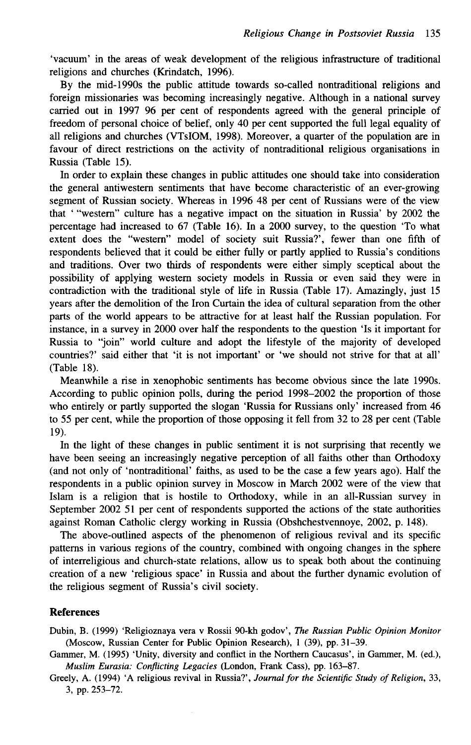'vacuum' in the areas of weak development of the religious infrastructure of traditional religions and churches (Krindatch, 1996).

By the mid-1990s the public attitude towards so-called nontraditional religions and foreign missionaries was becoming increasingly negative. Although in a national survey carried out in 1997 96 per cent of respondents agreed with the general principle of freedom of personal choice of belief, only 40 per cent supported the full legal equality of all religions and churches (VTsIOM, 1998). Moreover, a quarter of the population are in favour of direct restrictions on the activity of nontraditional religious organisations in Russia (Table 15).

In order to explain these changes in public attitudes one should take into consideration the general antiwestern sentiments that have become characteristic of an ever-growing segment of Russian society. Whereas in 1996 48 per cent of Russians were of the view that ' "western" culture has a negative impact on the situation in Russia' by 2002 the percentage had increased to 67 (Table 16). In a 2000 survey, to the question 'To what extent does the "western" model of society suit Russia?', fewer than one fifth of respondents believed that it could be either fully or partly applied to Russia's conditions and traditions. Over two thirds of respondents were either simply sceptical about the possibility of applying western society models in Russia or even said they were in contradiction with the traditional style of life in Russia (Table 17). Amazingly, just 15 years after the demolition of the Iron Curtain the idea of cultural separation from the other parts of the world appears to be attractive for at least half the Russian population. For instance, in a survey in 2000 over half the respondents to the question 'Is it important for Russia to "join" world culture and adopt the lifestyle of the majority of developed countries?' said either that 'it is not important' or 'we should not strive for that at all' (Table 18).

Meanwhile a rise in xenophobic sentiments has become obvious since the late 1990s. According to public opinion polls, during the period 1998–2002 the proportion of those who entirely or partly supported the slogan 'Russia for Russians only' increased from 46 to 55 per cent, while the proportion of those opposing it fell from 32 to 28 per cent (Table 19).

In the light of these changes in public sentiment it is not surprising that recently we have been seeing an increasingly negative perception of all faiths other than Orthodoxy (and not only of 'nontraditional' faiths, as used to be the case a few years ago). Half the respondents in a public opinion survey in Moscow in March 2002 were of the view that Islam is a religion that is hostile to Orthodoxy, while in an all-Russian survey in September 2002 51 per cent of respondents supported the actions of the state authorities against Roman Catholic clergy working in Russia (Obshchestvennoye, 2002, p. 148).

The above-outlined aspects of the phenomenon of religious revival and its specific patterns in various regions of the country, combined with ongoing changes in the sphere of interreligious and church-state relations, allow us to speak both about the continuing creation of a new 'religious space' in Russia and about the further dynamic evolution of the religious segment of Russia's civil society.

## References

Dubin, B. (1999) 'Religioznaya vera v Rossii 90-kh godov', *The Russian Public Opinion Monitor* (Moscow, Russian Center for Public Opinion Research), 1 (39), pp. 31–39.

Gammer, M. (1995) 'Unity, diversity and conflict in the Northern Caucasus', in Gammer, M. (ed.), *Muslim Eurasia: Conflicting Legacies* (London, Frank Cass), pp. 163–87.

Greely, A. (1994) 'A religious revival in Russia?', *Journal for the Scientific Study of Religion*, 33, 3, pp. 253–72.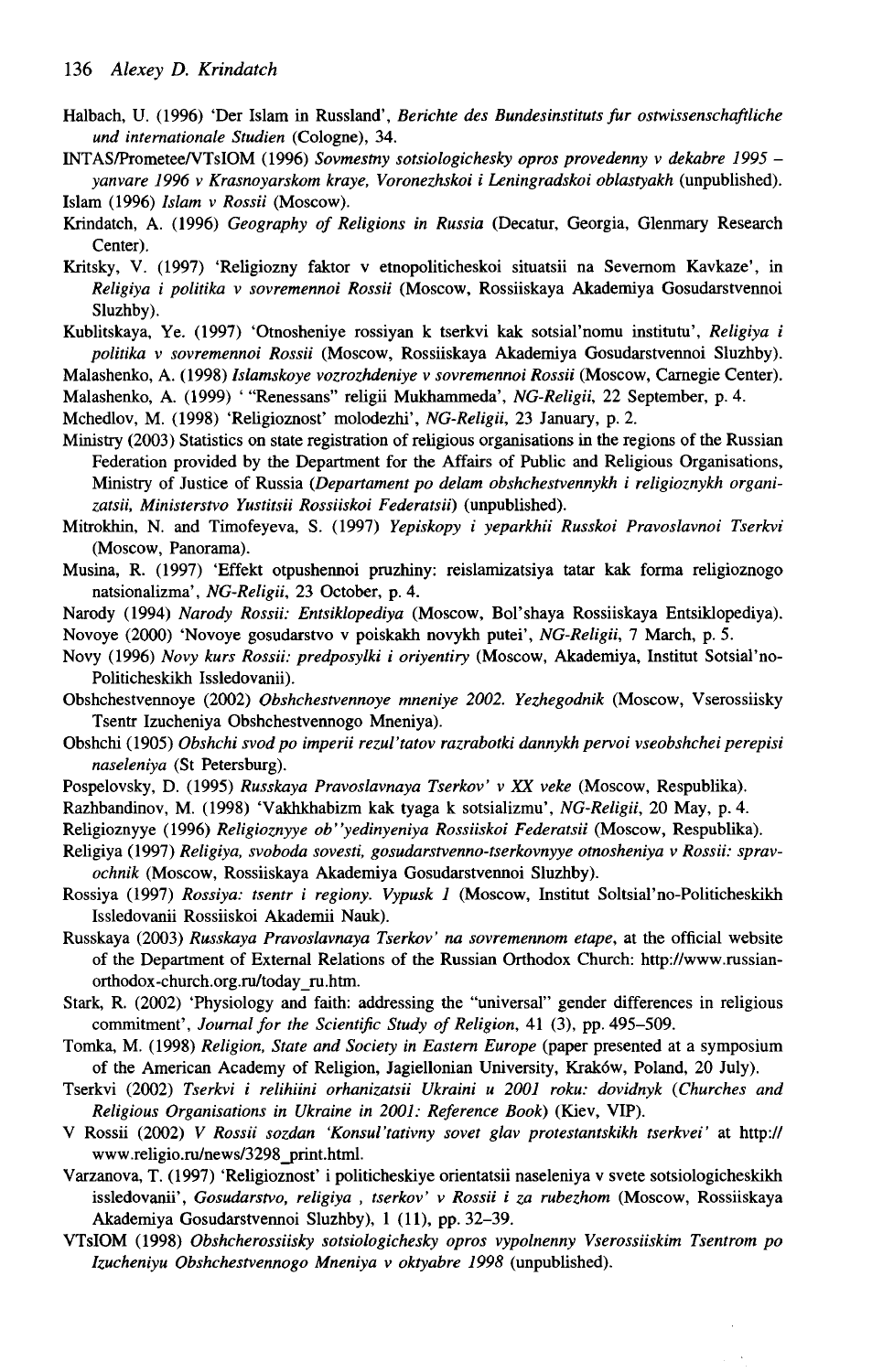Halbach, U. (1996) 'Der Islam in Russland', *Berichte des Bundesinstituts fur ostwissenschaftliche und internationale Studien* (Cologne), 34.

INTAS/Prometee/VTsIOM (1996) *Sovmestny sotsiologichesky opros provedenny v dekabre 1995 – yanvare 1996 v Krasnoyarskom kraye, Voronezhskoi i Leningradskoi oblastyakh* (unpublished).

Islam (1996) *Islam v Rossii* (Moscow).

Krindatch, A. (1996) *Geography of Religions in Russia* (Decatur, Georgia, Glenmary Research Center).

Kritsky, V. (1997) 'Religiozny faktor v etnopoliticheskoi situatsii na Severnom Kavkaze', in *Religiya i politika v sovremennoi Rossii* (Moscow, Rossiiskaya Akademiya Gosudarstvennoi Sluzhby).

Kublitskaya, Ye. (1997) 'Otnosheniye rossiyan k tserkvi kak sotsial'nomu institutu', *Religiya i politika v sovremennoi Rossii* (Moscow, Rossiiskaya Akademiya Gosudarstvennoi Sluzhby).

Malashenko, A. (1998) *Islamskoye vozrozhdeniye v sovremennoi Rossii* (Moscow, Carnegie Center).

Malashenko, A. (1999) ' "Renessans" religii Mukhammeda', *NG-Religii*, 22 September, p. 4.

Mchedlov, M. (1998) 'Religioznost' molodezhi', *NG-Religii*, 23 January, p. 2.

Ministry (2003) Statistics on state registration of religious organisations in the regions of the Russian Federation provided by the Department for the Affairs of Public and Religious Organisations, Ministry of Justice of Russia (*Departament po delam obshchestvennykh i religioznykh organizatsii, Ministerstvo Yustitsii Rossiiskoi Federatsii*) (unpublished).

Mitrokhin, N. and Timofeyeva, S. (1997) *Yepiskopy i yeparkhii Russkoi Pravoslavnoi Tserkvi* (Moscow, Panorama).

Musina, R. (1997) 'Effekt otpushennoi pruzhiny: reislamizatsiya tatar kak forma religioznogo natsionalizma', *NG-Religii*, 23 October, p. 4.

Narody (1994) *Narody Rossii: Entsiklopediya* (Moscow, Bol'shaya Rossiiskaya Entsiklopediya).

Novoye (2000) 'Novoye gosudarstvo v poiskakh novykh putei', *NG-Religii*, 7 March, p. 5.

Novy (1996) *Novy kurs Rossii: predposylki i oriyentiry* (Moscow, Akademiya, Institut Sotsial'no-Politicheskikh Issledovanii).

Obshchestvennoye (2002) *Obshchestvennoye mneniye 2002. Yezhegodnik* (Moscow, Vserossiisky Tsentr Izucheniya Obshchestvennogo Mneniya).

Obshchi (1905) *Obshchi svod po imperii rezul'tatov razrabotki dannykh pervoi vseobshchei perepisi naseleniya* (St Petersburg).

Pospelovsky, D. (1995) *Russkaya Pravoslavnaya Tserkov' v XX veke* (Moscow, Respublika).

Razhbandinov, M. (1998) 'Vakhkhabizm kak tyaga k sotsializmu', *NG-Religii*, 20 May, p. 4.

Religioznyye (1996) *Religioznyye ob"yedinyeniya Rossiiskoi Federatsii* (Moscow, Respublika).

Religiya (1997) *Religiya, svoboda sovesti, gosudarstvenno-tserkovnyye otnosheniya v Rossii: spravochnik* (Moscow, Rossiiskaya Akademiya Gosudarstvennoi Sluzhby).

Rossiya (1997) *Rossiya: tsentr i regiony. Vypusk 1* (Moscow, Institut Soltsial'no-Politicheskikh Issledovanii Rossiiskoi Akademii Nauk).

Russkaya (2003) *Russkaya Pravoslavnaya Tserkov' na sovremennom etape*, at the official website of the Department of External Relations of the Russian Orthodox Church: http://www.russian-orthodox-church.org.ru/today_ru.htm.

Stark, R. (2002) 'Physiology and faith: addressing the "universal" gender differences in religious commitment', *Journal for the Scientific Study of Religion*, 41 (3), pp. 495–509.

Tomka, M. (1998) *Religion, State and Society in Eastern Europe* (paper presented at a symposium of the American Academy of Religion, Jagiellonian University, Kraków, Poland, 20 July).

Tserkvi (2002) *Tserkvi i relihiini orhanizatsii Ukraini u 2001 roku: dovidnyk* (*Churches and Religious Organisations in Ukraine in 2001: Reference Book*) (Kiev, VIP).

V Rossii (2002) *V Rossii sozdan 'Konsul'tativny sovet glav protestantskikh tserkvei'* at http://www.religio.ru/news/3298_print.html.

Varzanova, T. (1997) 'Religioznost' i politicheskiye orientatsii naseleniya v svete sotsiologicheskikh issledovanii', *Gosudarstvo, religiya , tserkov' v Rossii i za rubezhom* (Moscow, Rossiiskaya Akademiya Gosudarstvennoi Sluzhby), 1 (11), pp. 32–39.

VTsIOM (1998) *Obshcherossiisky sotsiologichesky opros vypolnenny Vserossiiskim Tsentrom po Izucheniyu Obshchestvennogo Mneniya v oktyabre 1998* (unpublished).